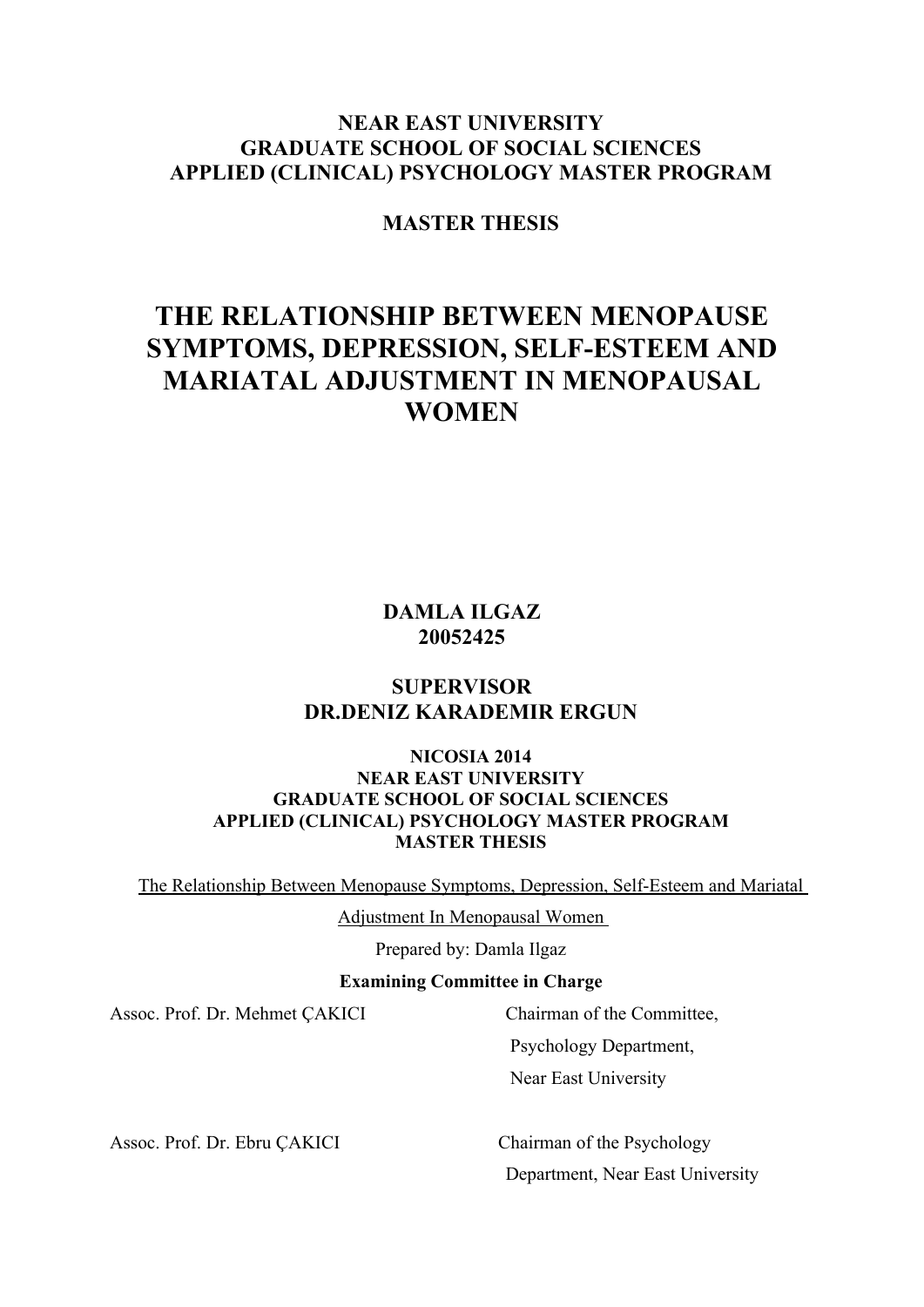**NEAR EAST UNIVERSITY**
**GRADUATE SCHOOL OF SOCIAL SCIENCES**
**APPLIED (CLINICAL) PSYCHOLOGY MASTER PROGRAM**

**MASTER THESIS**

# THE RELATIONSHIP BETWEEN MENOPAUSE SYMPTOMS, DEPRESSION, SELF-ESTEEM AND MARIATAL ADJUSTMENT IN MENOPAUSAL WOMEN

**DAMLA ILGAZ**
**20052425**

**SUPERVISOR**
**DR.DENIZ KARADEMIR ERGUN**

**NICOSIA 2014**
**NEAR EAST UNIVERSITY**
**GRADUATE SCHOOL OF SOCIAL SCIENCES**
**APPLIED (CLINICAL) PSYCHOLOGY MASTER PROGRAM**
**MASTER THESIS**

The Relationship Between Menopause Symptoms, Depression, Self-Esteem and Mariatal Adjustment In Menopausal Women

Prepared by: Damla Ilgaz

**Examining Committee in Charge**

Assoc. Prof. Dr. Mehmet ÇAKICI — Chairman of the Committee, Psychology Department, Near East University

Assoc. Prof. Dr. Ebru ÇAKICI — Chairman of the Psychology Department, Near East University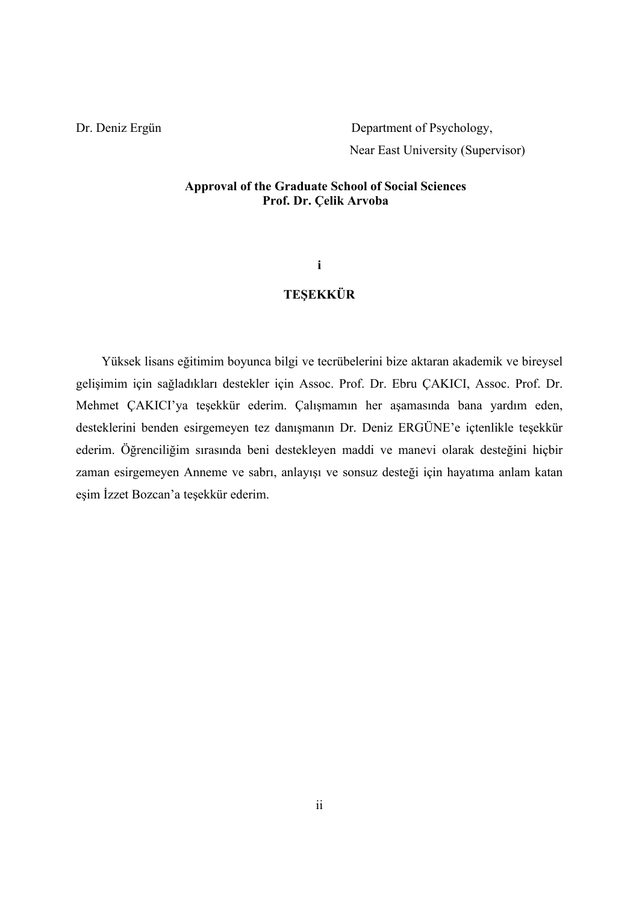Dr. Deniz Ergün — Department of Psychology, Near East University (Supervisor)

**Approval of the Graduate School of Social Sciences**
**Prof. Dr. Çelik Arvoba**

## TEŞEKKÜR

Yüksek lisans eğitimim boyunca bilgi ve tecrübelerini bize aktaran akademik ve bireysel gelişimim için sağladıkları destekler için Assoc. Prof. Dr. Ebru ÇAKICI, Assoc. Prof. Dr. Mehmet ÇAKICI'ya teşekkür ederim. Çalışmamın her aşamasında bana yardım eden, desteklerini benden esirgemeyen tez danışmanın Dr. Deniz ERGÜNE'e içtenlikle teşekkür ederim. Öğrenciliğim sırasında beni destekleyen maddi ve manevi olarak desteğini hiçbir zaman esirgemeyen Anneme ve sabrı, anlayışı ve sonsuz desteği için hayatıma anlam katan eşim İzzet Bozcan'a teşekkür ederim.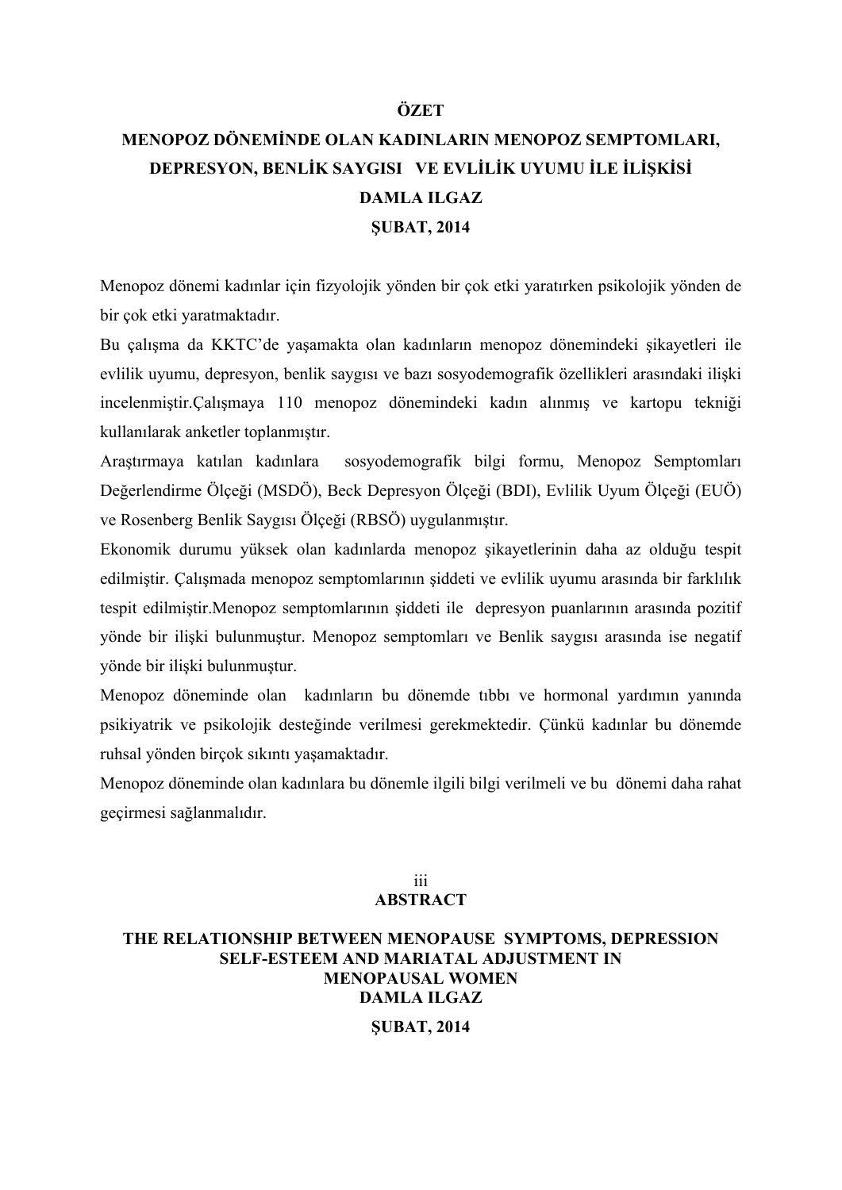# ÖZET

## MENOPOZ DÖNEMİNDE OLAN KADINLARIN MENOPOZ SEMPTOMLARI, DEPRESYON, BENLİK SAYGISI VE EVLİLİK UYUMU İLE İLİŞKİSİ

**DAMLA ILGAZ**

**ŞUBAT, 2014**

Menopoz dönemi kadınlar için fizyolojik yönden bir çok etki yaratırken psikolojik yönden de bir çok etki yaratmaktadır.

Bu çalışma da KKTC'de yaşamakta olan kadınların menopoz dönemindeki şikayetleri ile evlilik uyumu, depresyon, benlik saygısı ve bazı sosyodemografik özellikleri arasındaki ilişki incelenmiştir.Çalışmaya 110 menopoz dönemindeki kadın alınmış ve kartopu tekniği kullanılarak anketler toplanmıştır.

Araştırmaya katılan kadınlara sosyodemografik bilgi formu, Menopoz Semptomları Değerlendirme Ölçeği (MSDÖ), Beck Depresyon Ölçeği (BDI), Evlilik Uyum Ölçeği (EUÖ) ve Rosenberg Benlik Saygısı Ölçeği (RBSÖ) uygulanmıştır.

Ekonomik durumu yüksek olan kadınlarda menopoz şikayetlerinin daha az olduğu tespit edilmiştir. Çalışmada menopoz semptomlarının şiddeti ve evlilik uyumu arasında bir farklılık tespit edilmiştir.Menopoz semptomlarının şiddeti ile depresyon puanlarının arasında pozitif yönde bir ilişki bulunmuştur. Menopoz semptomları ve Benlik saygısı arasında ise negatif yönde bir ilişki bulunmuştur.

Menopoz döneminde olan kadınların bu dönemde tıbbı ve hormonal yardımın yanında psikiyatrik ve psikolojik desteğinde verilmesi gerekmektedir. Çünkü kadınlar bu dönemde ruhsal yönden birçok sıkıntı yaşamaktadır.

Menopoz döneminde olan kadınlara bu dönemle ilgili bilgi verilmeli ve bu dönemi daha rahat geçirmesi sağlanmalıdır.

# ABSTRACT

## THE RELATIONSHIP BETWEEN MENOPAUSE SYMPTOMS, DEPRESSION SELF-ESTEEM AND MARIATAL ADJUSTMENT IN MENOPAUSAL WOMEN

**DAMLA ILGAZ**

**ŞUBAT, 2014**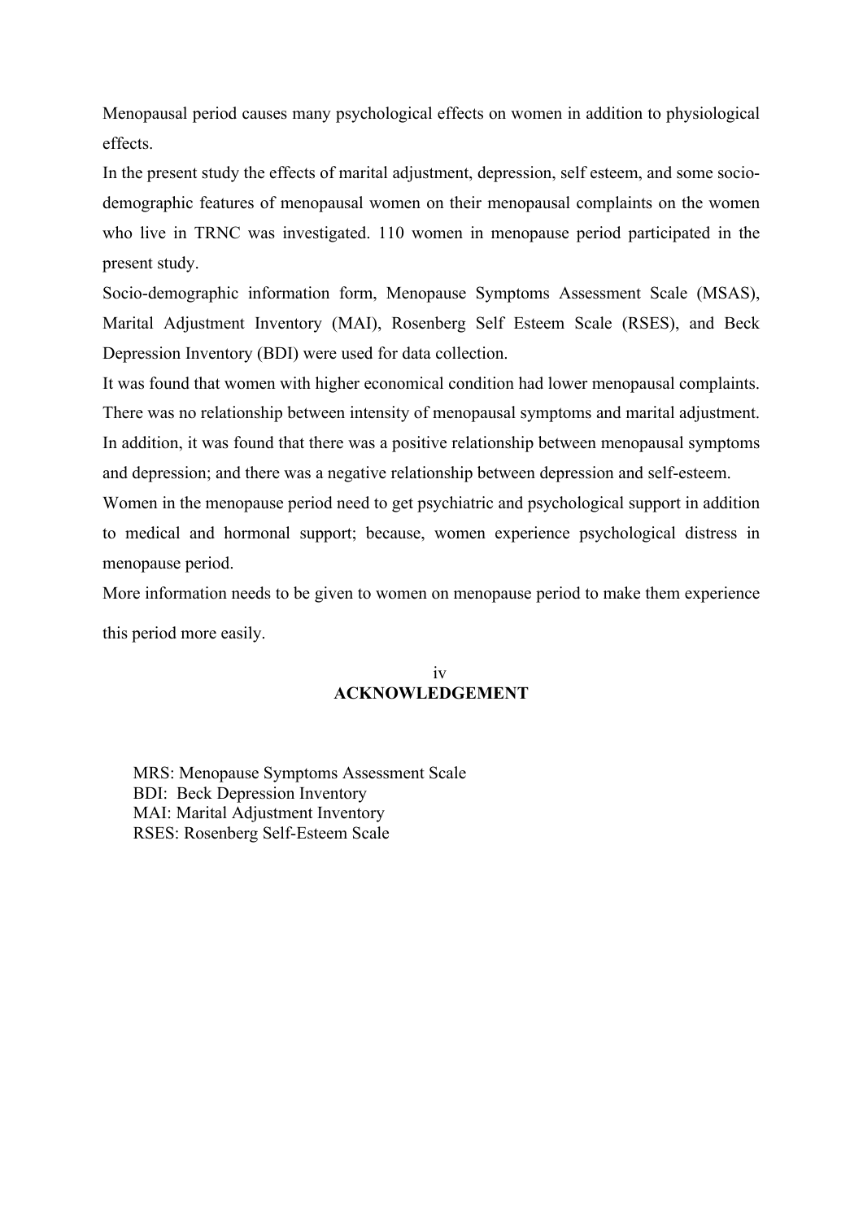Menopausal period causes many psychological effects on women in addition to physiological effects.

In the present study the effects of marital adjustment, depression, self esteem, and some socio-demographic features of menopausal women on their menopausal complaints on the women who live in TRNC was investigated. 110 women in menopause period participated in the present study.

Socio-demographic information form, Menopause Symptoms Assessment Scale (MSAS), Marital Adjustment Inventory (MAI), Rosenberg Self Esteem Scale (RSES), and Beck Depression Inventory (BDI) were used for data collection.

It was found that women with higher economical condition had lower menopausal complaints. There was no relationship between intensity of menopausal symptoms and marital adjustment. In addition, it was found that there was a positive relationship between menopausal symptoms and depression; and there was a negative relationship between depression and self-esteem.

Women in the menopause period need to get psychiatric and psychological support in addition to medical and hormonal support; because, women experience psychological distress in menopause period.

More information needs to be given to women on menopause period to make them experience this period more easily.

## ACKNOWLEDGEMENT

MRS: Menopause Symptoms Assessment Scale
BDI: Beck Depression Inventory
MAI: Marital Adjustment Inventory
RSES: Rosenberg Self-Esteem Scale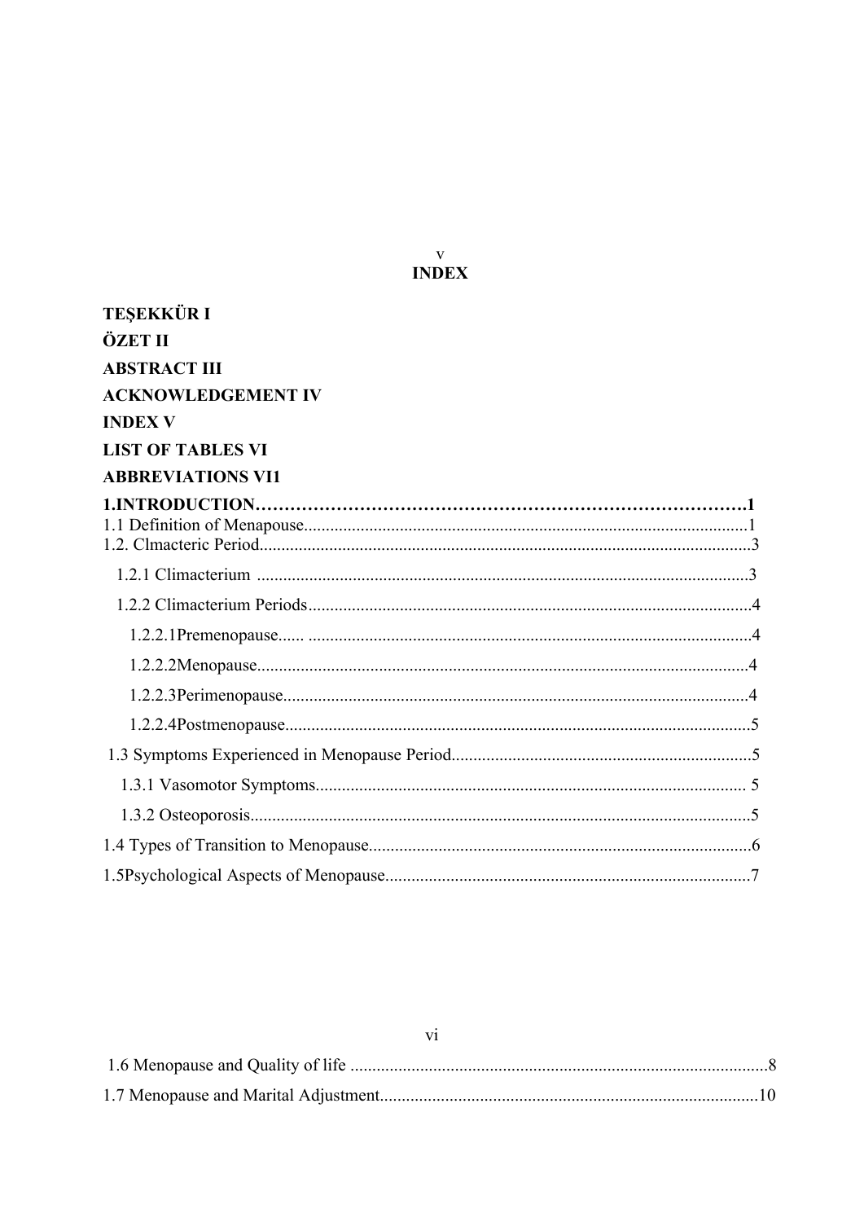# INDEX

**TEŞEKKÜR I**

**ÖZET II**

**ABSTRACT III**

**ACKNOWLEDGEMENT IV**

**INDEX V**

**LIST OF TABLES VI**

**ABBREVIATIONS VI1**

**1.INTRODUCTION……………………………………………………………………….1**

1.1 Definition of Menapouse.....................................................................................................1

1.2. Clmacteric Period................................................................................................................3

1.2.1 Climacterium ................................................................................................................3

1.2.2 Climacterium Periods.....................................................................................................4

1.2.2.1Premenopause...... ......................................................................................................4

1.2.2.2Menopause.................................................................................................................4

1.2.2.3Perimenopause...........................................................................................................4

1.2.2.4Postmenopause...........................................................................................................5

1.3 Symptoms Experienced in Menopause Period....................................................................5

1.3.1 Vasomotor Symptoms.................................................................................................. 5

1.3.2 Osteoporosis...................................................................................................................5

1.4 Types of Transition to Menopause.......................................................................................6

1.5Psychological Aspects of Menopause...................................................................................7

1.6 Menopause and Quality of life ...............................................................................................8

1.7 Menopause and Marital Adjustment......................................................................................10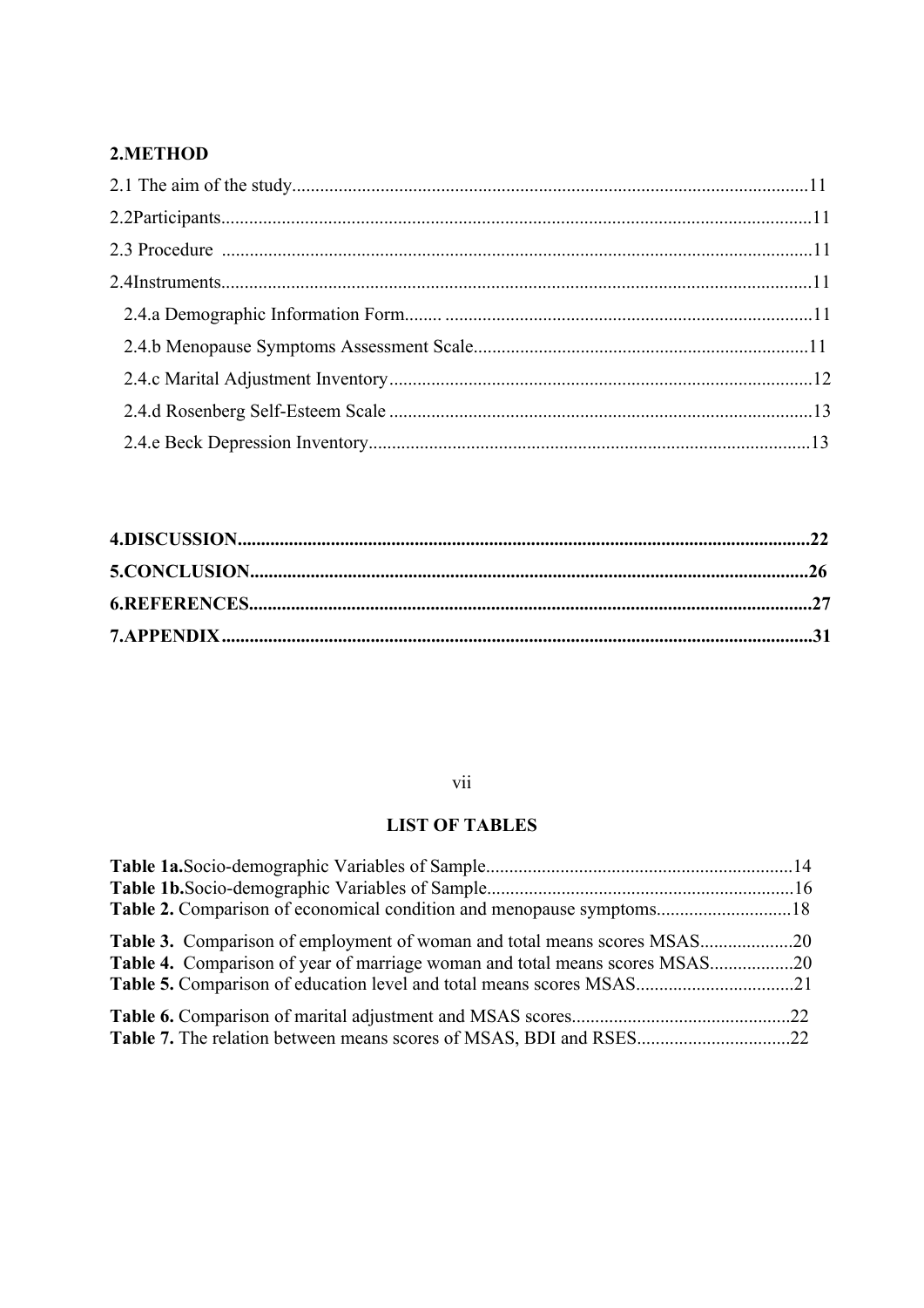**2.METHOD**

2.1 The aim of the study..........................................................................................................11

2.2Participants..........................................................................................................................11

2.3 Procedure ..........................................................................................................................11

2.4Instruments..........................................................................................................................11

2.4.a Demographic Information Form........ ..............................................................................11

2.4.b Menopause Symptoms Assessment Scale.......................................................................11

2.4.c Marital Adjustment Inventory..........................................................................................12

2.4.d Rosenberg Self-Esteem Scale ..........................................................................................13

2.4.e Beck Depression Inventory..............................................................................................13

**4.DISCUSSION.........................................................................................................................22**

**5.CONCLUSION.......................................................................................................................26**

**6.REFERENCES........................................................................................................................27**

**7.APPENDIX.............................................................................................................................31**

## LIST OF TABLES

**Table 1a.**Socio-demographic Variables of Sample.................................................................14

**Table 1b.**Socio-demographic Variables of Sample.................................................................16

**Table 2.** Comparison of economical condition and menopause symptoms............................18

**Table 3.** Comparison of employment of woman and total means scores MSAS...................20

**Table 4.** Comparison of year of marriage woman and total means scores MSAS..................20

**Table 5.** Comparison of education level and total means scores MSAS.................................21

**Table 6.** Comparison of marital adjustment and MSAS scores..............................................22

**Table 7.** The relation between means scores of MSAS, BDI and RSES................................22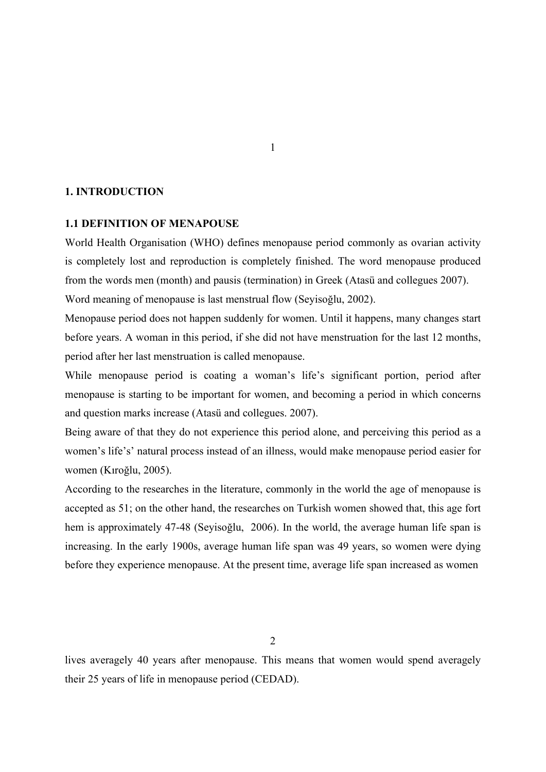# 1. INTRODUCTION

## 1.1 DEFINITION OF MENAPOUSE

World Health Organisation (WHO) defines menopause period commonly as ovarian activity is completely lost and reproduction is completely finished. The word menopause produced from the words men (month) and pausis (termination) in Greek (Atasü and collegues 2007).

Word meaning of menopause is last menstrual flow (Seyisoğlu, 2002).

Menopause period does not happen suddenly for women. Until it happens, many changes start before years. A woman in this period, if she did not have menstruation for the last 12 months, period after her last menstruation is called menopause.

While menopause period is coating a woman's life's significant portion, period after menopause is starting to be important for women, and becoming a period in which concerns and question marks increase (Atasü and collegues. 2007).

Being aware of that they do not experience this period alone, and perceiving this period as a women's life's' natural process instead of an illness, would make menopause period easier for women (Kıroğlu, 2005).

According to the researches in the literature, commonly in the world the age of menopause is accepted as 51; on the other hand, the researches on Turkish women showed that, this age fort hem is approximately 47-48 (Seyisoğlu, 2006). In the world, the average human life span is increasing. In the early 1900s, average human life span was 49 years, so women were dying before they experience menopause. At the present time, average life span increased as women lives averagely 40 years after menopause. This means that women would spend averagely their 25 years of life in menopause period (CEDAD).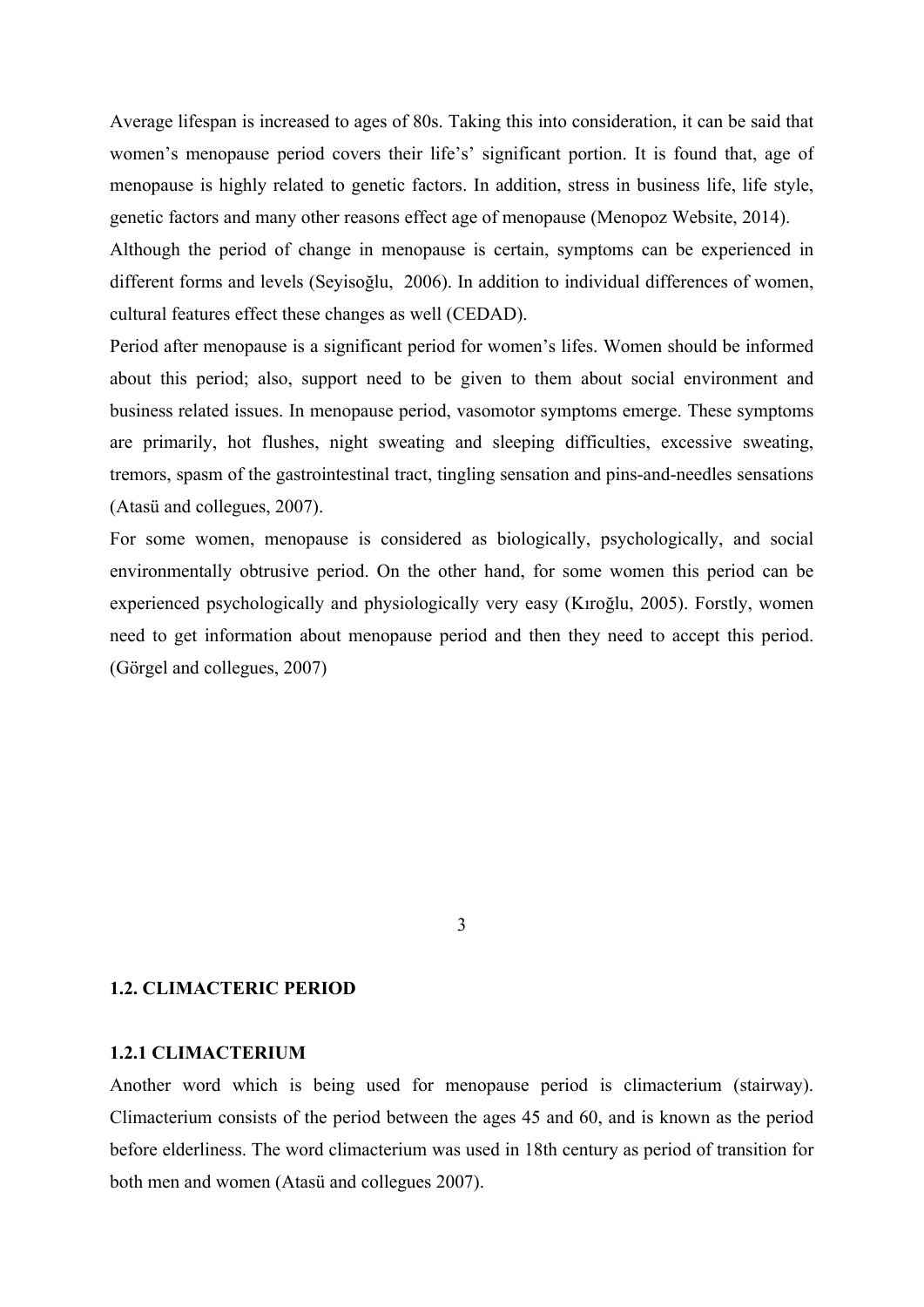Average lifespan is increased to ages of 80s. Taking this into consideration, it can be said that women's menopause period covers their life's' significant portion. It is found that, age of menopause is highly related to genetic factors. In addition, stress in business life, life style, genetic factors and many other reasons effect age of menopause (Menopoz Website, 2014).

Although the period of change in menopause is certain, symptoms can be experienced in different forms and levels (Seyisoğlu, 2006). In addition to individual differences of women, cultural features effect these changes as well (CEDAD).

Period after menopause is a significant period for women's lifes. Women should be informed about this period; also, support need to be given to them about social environment and business related issues. In menopause period, vasomotor symptoms emerge. These symptoms are primarily, hot flushes, night sweating and sleeping difficulties, excessive sweating, tremors, spasm of the gastrointestinal tract, tingling sensation and pins-and-needles sensations (Atasü and collegues, 2007).

For some women, menopause is considered as biologically, psychologically, and social environmentally obtrusive period. On the other hand, for some women this period can be experienced psychologically and physiologically very easy (Kıroğlu, 2005). Forstly, women need to get information about menopause period and then they need to accept this period. (Görgel and collegues, 2007)

### 1.2. CLIMACTERIC PERIOD

#### 1.2.1 CLIMACTERIUM

Another word which is being used for menopause period is climacterium (stairway). Climacterium consists of the period between the ages 45 and 60, and is known as the period before elderliness. The word climacterium was used in 18th century as period of transition for both men and women (Atasü and collegues 2007).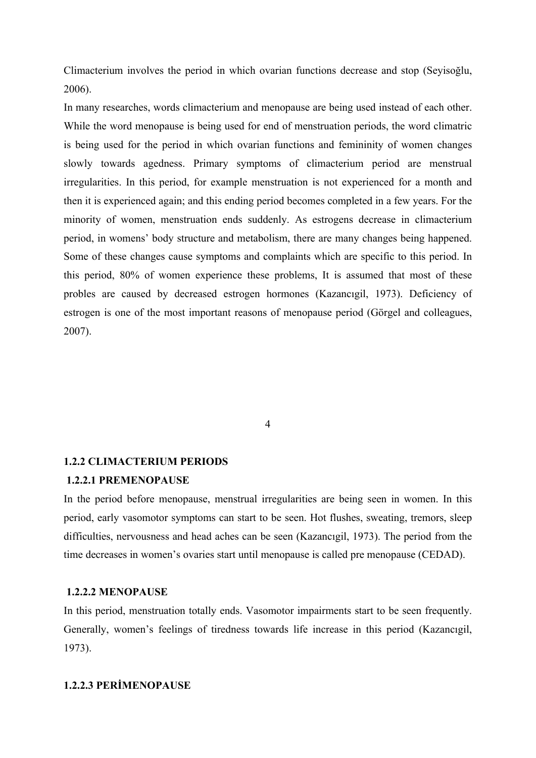Climacterium involves the period in which ovarian functions decrease and stop (Seyisoğlu, 2006).

In many researches, words climacterium and menopause are being used instead of each other. While the word menopause is being used for end of menstruation periods, the word climatric is being used for the period in which ovarian functions and femininity of women changes slowly towards agedness. Primary symptoms of climacterium period are menstrual irregularities. In this period, for example menstruation is not experienced for a month and then it is experienced again; and this ending period becomes completed in a few years. For the minority of women, menstruation ends suddenly. As estrogens decrease in climacterium period, in womens' body structure and metabolism, there are many changes being happened. Some of these changes cause symptoms and complaints which are specific to this period. In this period, 80% of women experience these problems, It is assumed that most of these probles are caused by decreased estrogen hormones (Kazancıgil, 1973). Deficiency of estrogen is one of the most important reasons of menopause period (Görgel and colleagues, 2007).

### 1.2.2 CLIMACTERIUM PERIODS

#### 1.2.2.1 PREMENOPAUSE

In the period before menopause, menstrual irregularities are being seen in women. In this period, early vasomotor symptoms can start to be seen. Hot flushes, sweating, tremors, sleep difficulties, nervousness and head aches can be seen (Kazancıgil, 1973). The period from the time decreases in women's ovaries start until menopause is called pre menopause (CEDAD).

#### 1.2.2.2 MENOPAUSE

In this period, menstruation totally ends. Vasomotor impairments start to be seen frequently. Generally, women's feelings of tiredness towards life increase in this period (Kazancıgil, 1973).

#### 1.2.2.3 PERİMENOPAUSE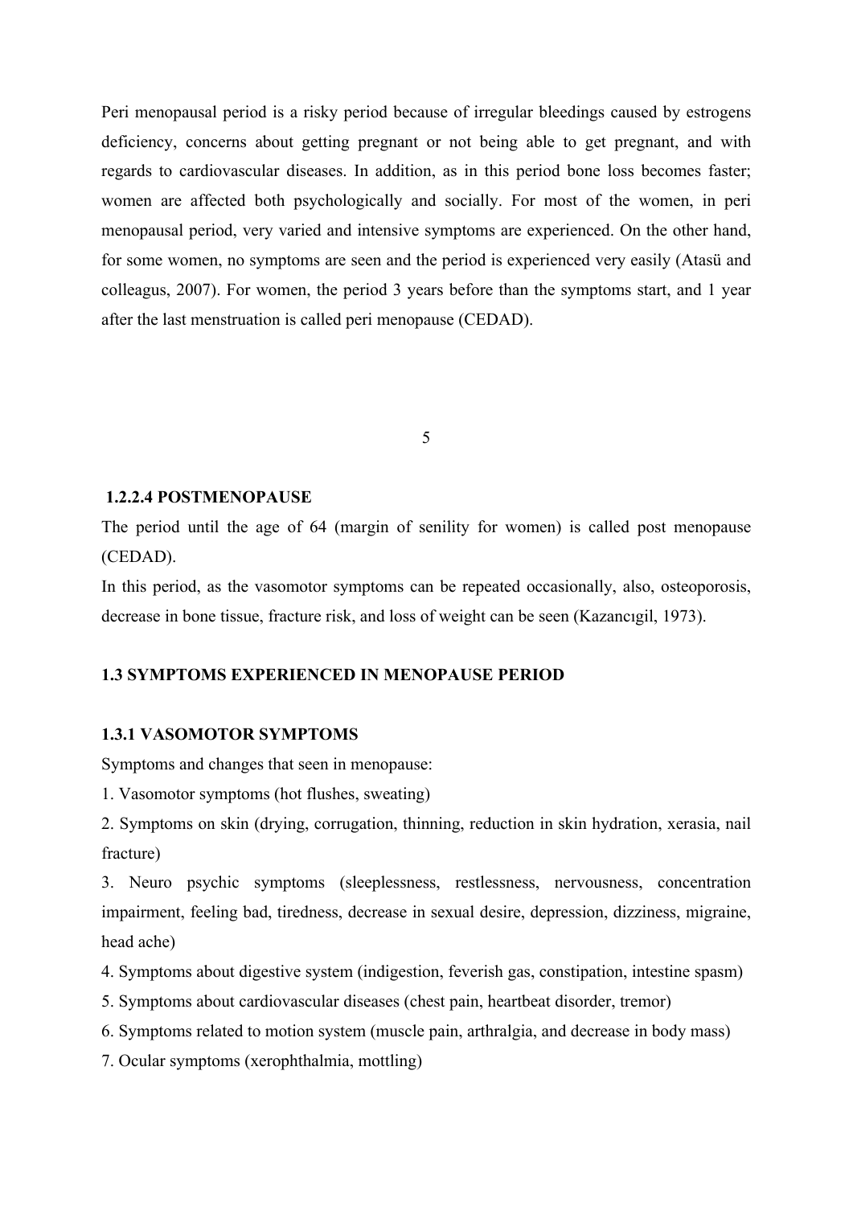Peri menopausal period is a risky period because of irregular bleedings caused by estrogens deficiency, concerns about getting pregnant or not being able to get pregnant, and with regards to cardiovascular diseases. In addition, as in this period bone loss becomes faster; women are affected both psychologically and socially. For most of the women, in peri menopausal period, very varied and intensive symptoms are experienced. On the other hand, for some women, no symptoms are seen and the period is experienced very easily (Atasü and colleagus, 2007). For women, the period 3 years before than the symptoms start, and 1 year after the last menstruation is called peri menopause (CEDAD).

#### 1.2.2.4 POSTMENOPAUSE

The period until the age of 64 (margin of senility for women) is called post menopause (CEDAD).

In this period, as the vasomotor symptoms can be repeated occasionally, also, osteoporosis, decrease in bone tissue, fracture risk, and loss of weight can be seen (Kazancıgil, 1973).

## 1.3 SYMPTOMS EXPERIENCED IN MENOPAUSE PERIOD

### 1.3.1 VASOMOTOR SYMPTOMS

Symptoms and changes that seen in menopause:

1. Vasomotor symptoms (hot flushes, sweating)
2. Symptoms on skin (drying, corrugation, thinning, reduction in skin hydration, xerasia, nail fracture)
3. Neuro psychic symptoms (sleeplessness, restlessness, nervousness, concentration impairment, feeling bad, tiredness, decrease in sexual desire, depression, dizziness, migraine, head ache)
4. Symptoms about digestive system (indigestion, feverish gas, constipation, intestine spasm)
5. Symptoms about cardiovascular diseases (chest pain, heartbeat disorder, tremor)
6. Symptoms related to motion system (muscle pain, arthralgia, and decrease in body mass)
7. Ocular symptoms (xerophthalmia, mottling)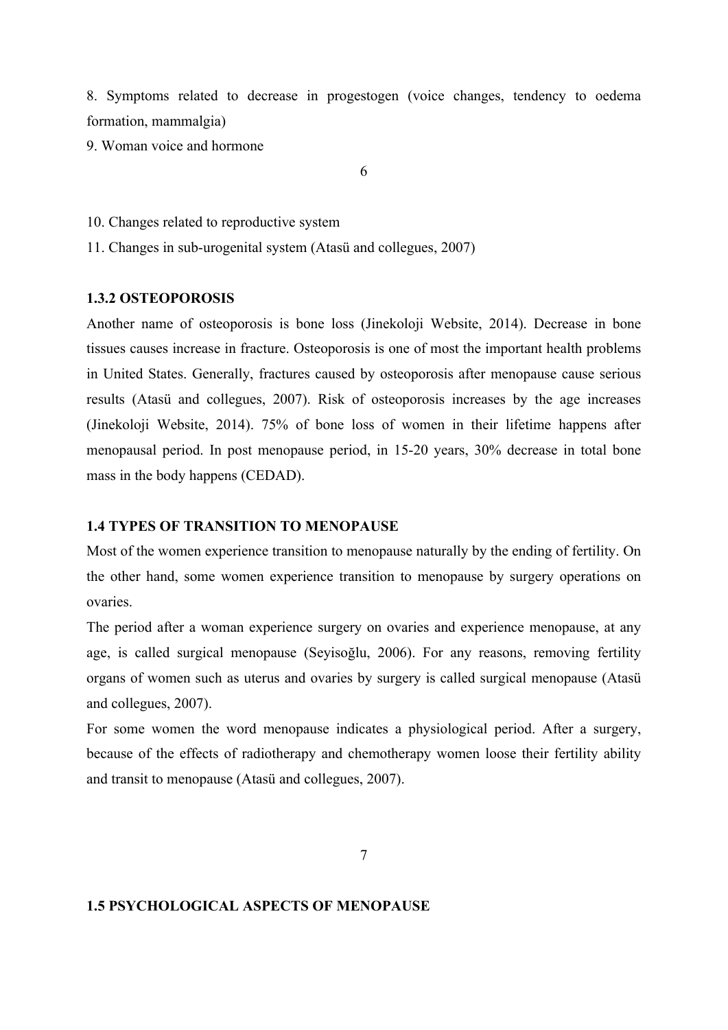8. Symptoms related to decrease in progestogen (voice changes, tendency to oedema formation, mammalgia)
9. Woman voice and hormone

10. Changes related to reproductive system
11. Changes in sub-urogenital system (Atasü and collegues, 2007)

### 1.3.2 OSTEOPOROSIS

Another name of osteoporosis is bone loss (Jinekoloji Website, 2014). Decrease in bone tissues causes increase in fracture. Osteoporosis is one of most the important health problems in United States. Generally, fractures caused by osteoporosis after menopause cause serious results (Atasü and collegues, 2007). Risk of osteoporosis increases by the age increases (Jinekoloji Website, 2014). 75% of bone loss of women in their lifetime happens after menopausal period. In post menopause period, in 15-20 years, 30% decrease in total bone mass in the body happens (CEDAD).

## 1.4 TYPES OF TRANSITION TO MENOPAUSE

Most of the women experience transition to menopause naturally by the ending of fertility. On the other hand, some women experience transition to menopause by surgery operations on ovaries.

The period after a woman experience surgery on ovaries and experience menopause, at any age, is called surgical menopause (Seyisoğlu, 2006). For any reasons, removing fertility organs of women such as uterus and ovaries by surgery is called surgical menopause (Atasü and collegues, 2007).

For some women the word menopause indicates a physiological period. After a surgery, because of the effects of radiotherapy and chemotherapy women loose their fertility ability and transit to menopause (Atasü and collegues, 2007).

## 1.5 PSYCHOLOGICAL ASPECTS OF MENOPAUSE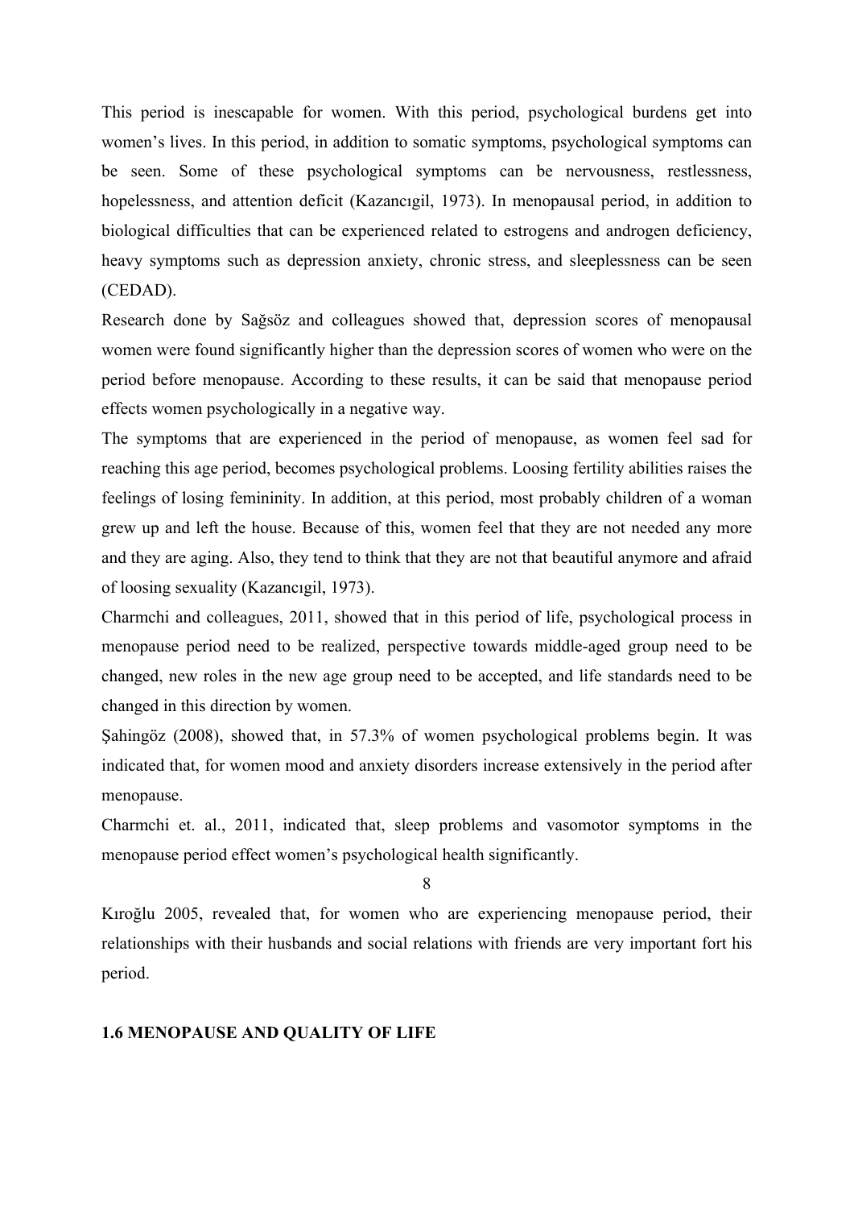This period is inescapable for women. With this period, psychological burdens get into women's lives. In this period, in addition to somatic symptoms, psychological symptoms can be seen. Some of these psychological symptoms can be nervousness, restlessness, hopelessness, and attention deficit (Kazancıgil, 1973). In menopausal period, in addition to biological difficulties that can be experienced related to estrogens and androgen deficiency, heavy symptoms such as depression anxiety, chronic stress, and sleeplessness can be seen (CEDAD).

Research done by Sağsöz and colleagues showed that, depression scores of menopausal women were found significantly higher than the depression scores of women who were on the period before menopause. According to these results, it can be said that menopause period effects women psychologically in a negative way.

The symptoms that are experienced in the period of menopause, as women feel sad for reaching this age period, becomes psychological problems. Loosing fertility abilities raises the feelings of losing femininity. In addition, at this period, most probably children of a woman grew up and left the house. Because of this, women feel that they are not needed any more and they are aging. Also, they tend to think that they are not that beautiful anymore and afraid of loosing sexuality (Kazancıgil, 1973).

Charmchi and colleagues, 2011, showed that in this period of life, psychological process in menopause period need to be realized, perspective towards middle-aged group need to be changed, new roles in the new age group need to be accepted, and life standards need to be changed in this direction by women.

Şahingöz (2008), showed that, in 57.3% of women psychological problems begin. It was indicated that, for women mood and anxiety disorders increase extensively in the period after menopause.

Charmchi et. al., 2011, indicated that, sleep problems and vasomotor symptoms in the menopause period effect women's psychological health significantly.

Kıroğlu 2005, revealed that, for women who are experiencing menopause period, their relationships with their husbands and social relations with friends are very important fort his period.

### 1.6 MENOPAUSE AND QUALITY OF LIFE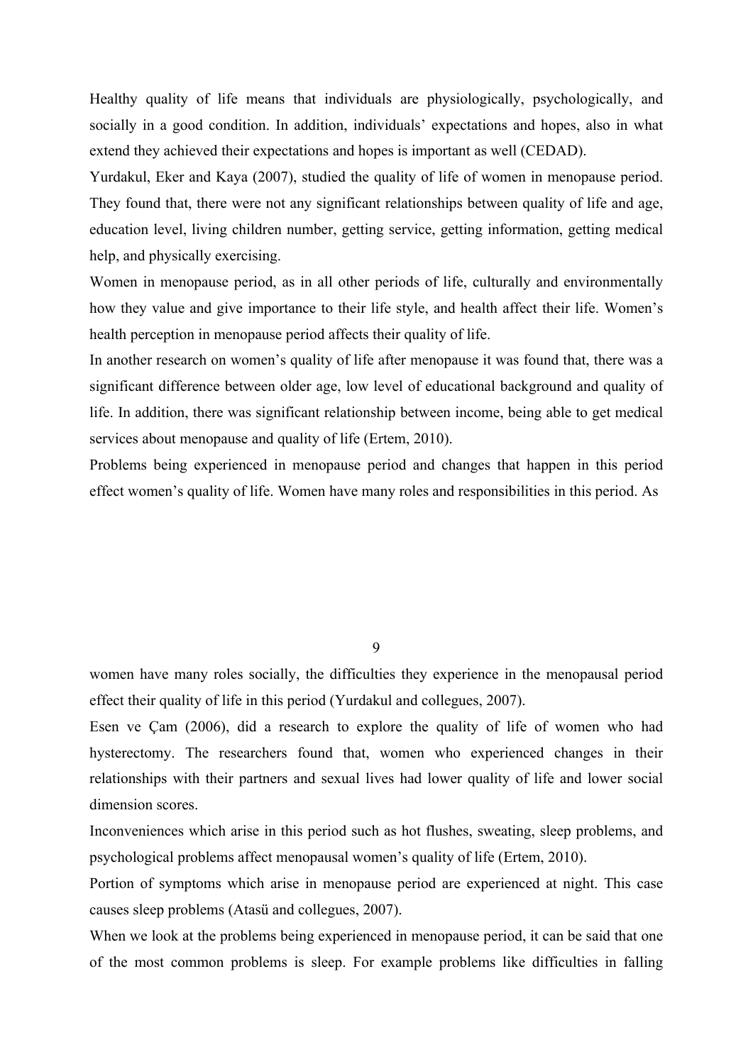Healthy quality of life means that individuals are physiologically, psychologically, and socially in a good condition. In addition, individuals' expectations and hopes, also in what extend they achieved their expectations and hopes is important as well (CEDAD).

Yurdakul, Eker and Kaya (2007), studied the quality of life of women in menopause period. They found that, there were not any significant relationships between quality of life and age, education level, living children number, getting service, getting information, getting medical help, and physically exercising.

Women in menopause period, as in all other periods of life, culturally and environmentally how they value and give importance to their life style, and health affect their life. Women's health perception in menopause period affects their quality of life.

In another research on women's quality of life after menopause it was found that, there was a significant difference between older age, low level of educational background and quality of life. In addition, there was significant relationship between income, being able to get medical services about menopause and quality of life (Ertem, 2010).

Problems being experienced in menopause period and changes that happen in this period effect women's quality of life. Women have many roles and responsibilities in this period. As women have many roles socially, the difficulties they experience in the menopausal period effect their quality of life in this period (Yurdakul and collegues, 2007).

Esen ve Çam (2006), did a research to explore the quality of life of women who had hysterectomy. The researchers found that, women who experienced changes in their relationships with their partners and sexual lives had lower quality of life and lower social dimension scores.

Inconveniences which arise in this period such as hot flushes, sweating, sleep problems, and psychological problems affect menopausal women's quality of life (Ertem, 2010).

Portion of symptoms which arise in menopause period are experienced at night. This case causes sleep problems (Atasü and collegues, 2007).

When we look at the problems being experienced in menopause period, it can be said that one of the most common problems is sleep. For example problems like difficulties in falling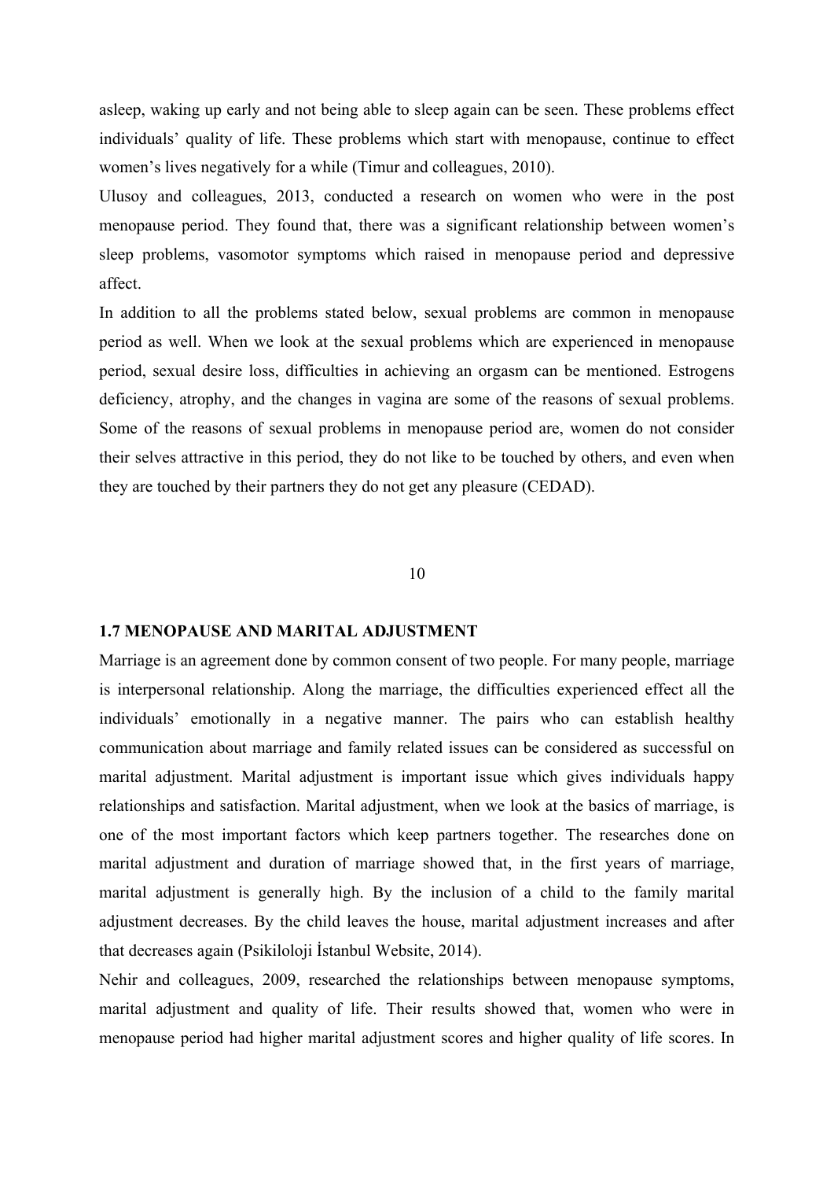asleep, waking up early and not being able to sleep again can be seen. These problems effect individuals' quality of life. These problems which start with menopause, continue to effect women's lives negatively for a while (Timur and colleagues, 2010).

Ulusoy and colleagues, 2013, conducted a research on women who were in the post menopause period. They found that, there was a significant relationship between women's sleep problems, vasomotor symptoms which raised in menopause period and depressive affect.

In addition to all the problems stated below, sexual problems are common in menopause period as well. When we look at the sexual problems which are experienced in menopause period, sexual desire loss, difficulties in achieving an orgasm can be mentioned. Estrogens deficiency, atrophy, and the changes in vagina are some of the reasons of sexual problems. Some of the reasons of sexual problems in menopause period are, women do not consider their selves attractive in this period, they do not like to be touched by others, and even when they are touched by their partners they do not get any pleasure (CEDAD).

### 1.7 MENOPAUSE AND MARITAL ADJUSTMENT

Marriage is an agreement done by common consent of two people. For many people, marriage is interpersonal relationship. Along the marriage, the difficulties experienced effect all the individuals' emotionally in a negative manner. The pairs who can establish healthy communication about marriage and family related issues can be considered as successful on marital adjustment. Marital adjustment is important issue which gives individuals happy relationships and satisfaction. Marital adjustment, when we look at the basics of marriage, is one of the most important factors which keep partners together. The researches done on marital adjustment and duration of marriage showed that, in the first years of marriage, marital adjustment is generally high. By the inclusion of a child to the family marital adjustment decreases. By the child leaves the house, marital adjustment increases and after that decreases again (Psikiloloji İstanbul Website, 2014).

Nehir and colleagues, 2009, researched the relationships between menopause symptoms, marital adjustment and quality of life. Their results showed that, women who were in menopause period had higher marital adjustment scores and higher quality of life scores. In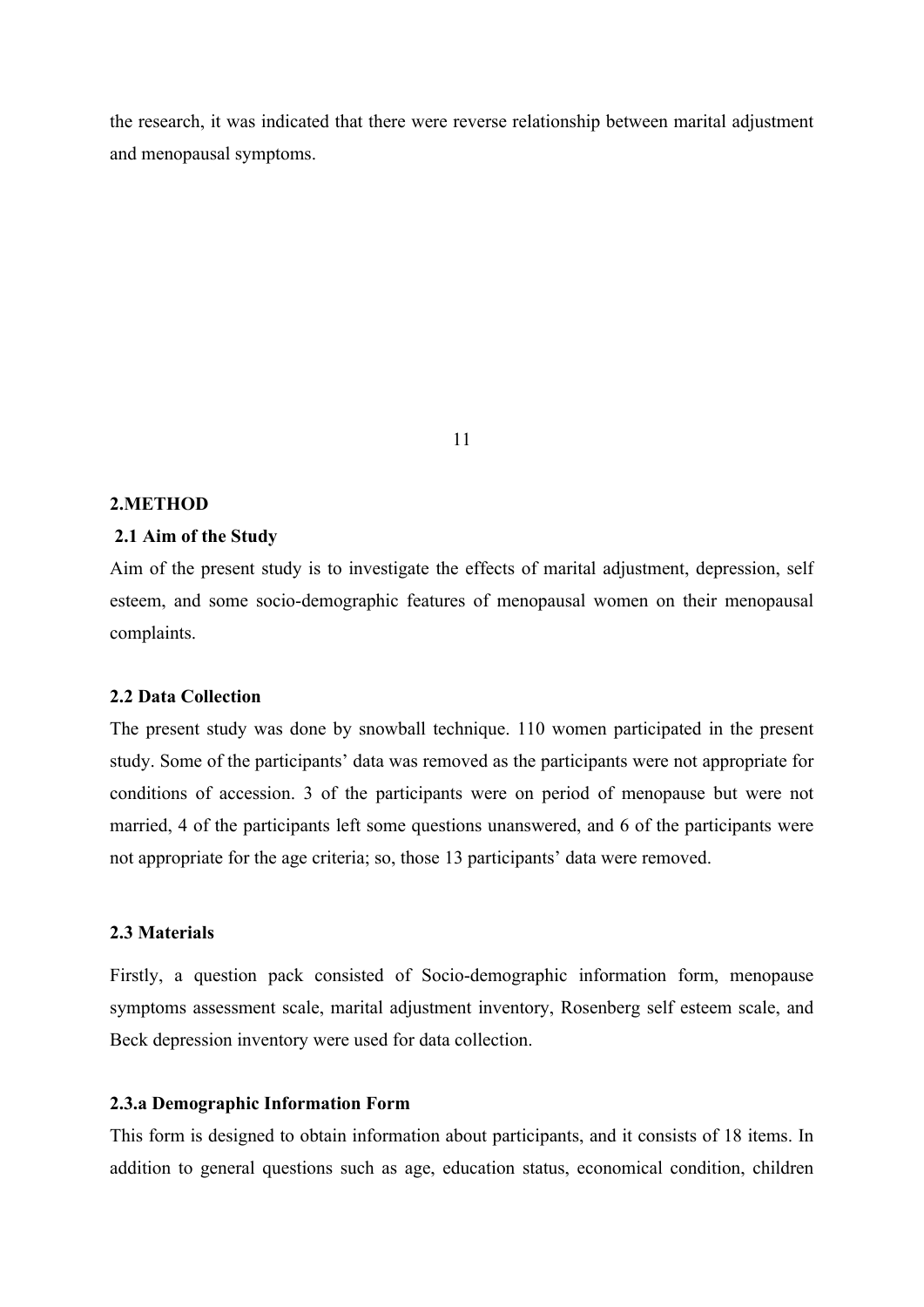the research, it was indicated that there were reverse relationship between marital adjustment and menopausal symptoms.

## 2.METHOD

### 2.1 Aim of the Study

Aim of the present study is to investigate the effects of marital adjustment, depression, self esteem, and some socio-demographic features of menopausal women on their menopausal complaints.

### 2.2 Data Collection

The present study was done by snowball technique. 110 women participated in the present study. Some of the participants' data was removed as the participants were not appropriate for conditions of accession. 3 of the participants were on period of menopause but were not married, 4 of the participants left some questions unanswered, and 6 of the participants were not appropriate for the age criteria; so, those 13 participants' data were removed.

### 2.3 Materials

Firstly, a question pack consisted of Socio-demographic information form, menopause symptoms assessment scale, marital adjustment inventory, Rosenberg self esteem scale, and Beck depression inventory were used for data collection.

#### 2.3.a Demographic Information Form

This form is designed to obtain information about participants, and it consists of 18 items. In addition to general questions such as age, education status, economical condition, children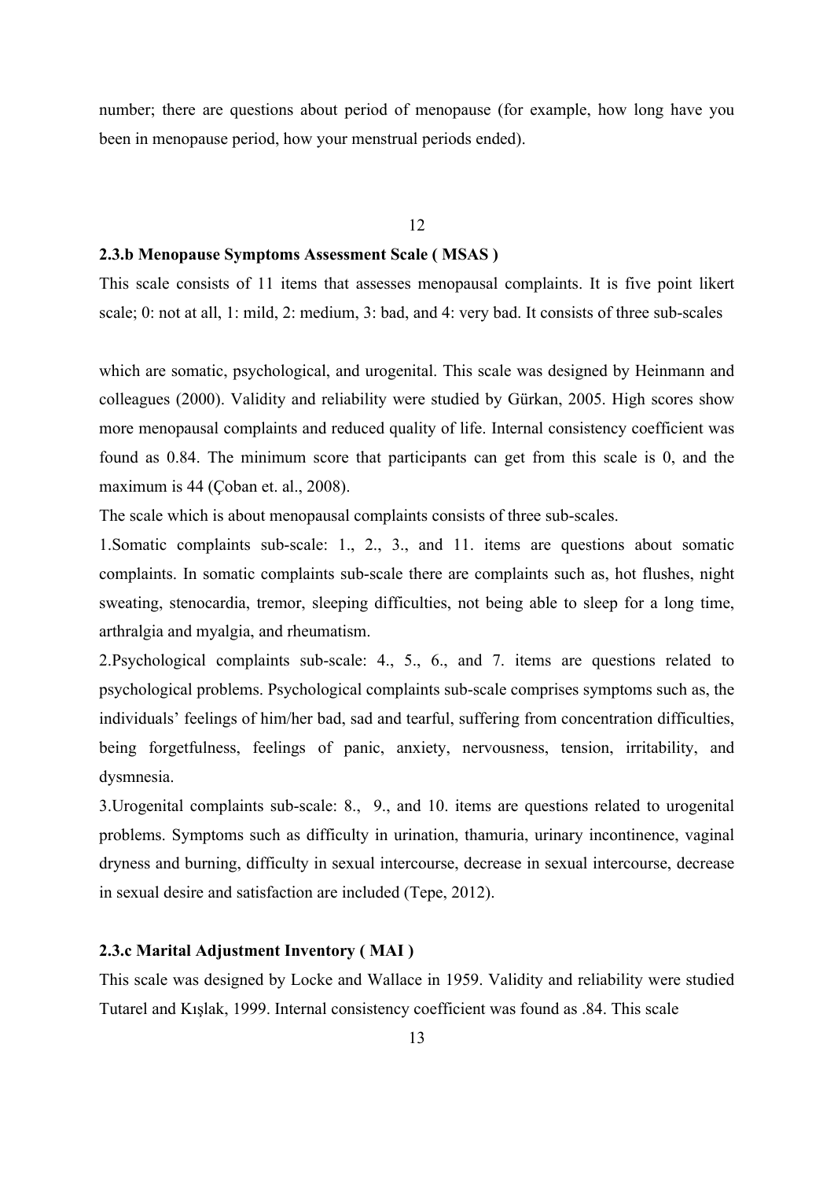number; there are questions about period of menopause (for example, how long have you been in menopause period, how your menstrual periods ended).

### 2.3.b Menopause Symptoms Assessment Scale ( MSAS )

This scale consists of 11 items that assesses menopausal complaints. It is five point likert scale; 0: not at all, 1: mild, 2: medium, 3: bad, and 4: very bad. It consists of three sub-scales which are somatic, psychological, and urogenital. This scale was designed by Heinmann and colleagues (2000). Validity and reliability were studied by Gürkan, 2005. High scores show more menopausal complaints and reduced quality of life. Internal consistency coefficient was found as 0.84. The minimum score that participants can get from this scale is 0, and the maximum is 44 (Çoban et. al., 2008).

The scale which is about menopausal complaints consists of three sub-scales.

1.Somatic complaints sub-scale: 1., 2., 3., and 11. items are questions about somatic complaints. In somatic complaints sub-scale there are complaints such as, hot flushes, night sweating, stenocardia, tremor, sleeping difficulties, not being able to sleep for a long time, arthralgia and myalgia, and rheumatism.

2.Psychological complaints sub-scale: 4., 5., 6., and 7. items are questions related to psychological problems. Psychological complaints sub-scale comprises symptoms such as, the individuals' feelings of him/her bad, sad and tearful, suffering from concentration difficulties, being forgetfulness, feelings of panic, anxiety, nervousness, tension, irritability, and dysmnesia.

3.Urogenital complaints sub-scale: 8., 9., and 10. items are questions related to urogenital problems. Symptoms such as difficulty in urination, thamuria, urinary incontinence, vaginal dryness and burning, difficulty in sexual intercourse, decrease in sexual intercourse, decrease in sexual desire and satisfaction are included (Tepe, 2012).

### 2.3.c Marital Adjustment Inventory ( MAI )

This scale was designed by Locke and Wallace in 1959. Validity and reliability were studied Tutarel and Kışlak, 1999. Internal consistency coefficient was found as .84. This scale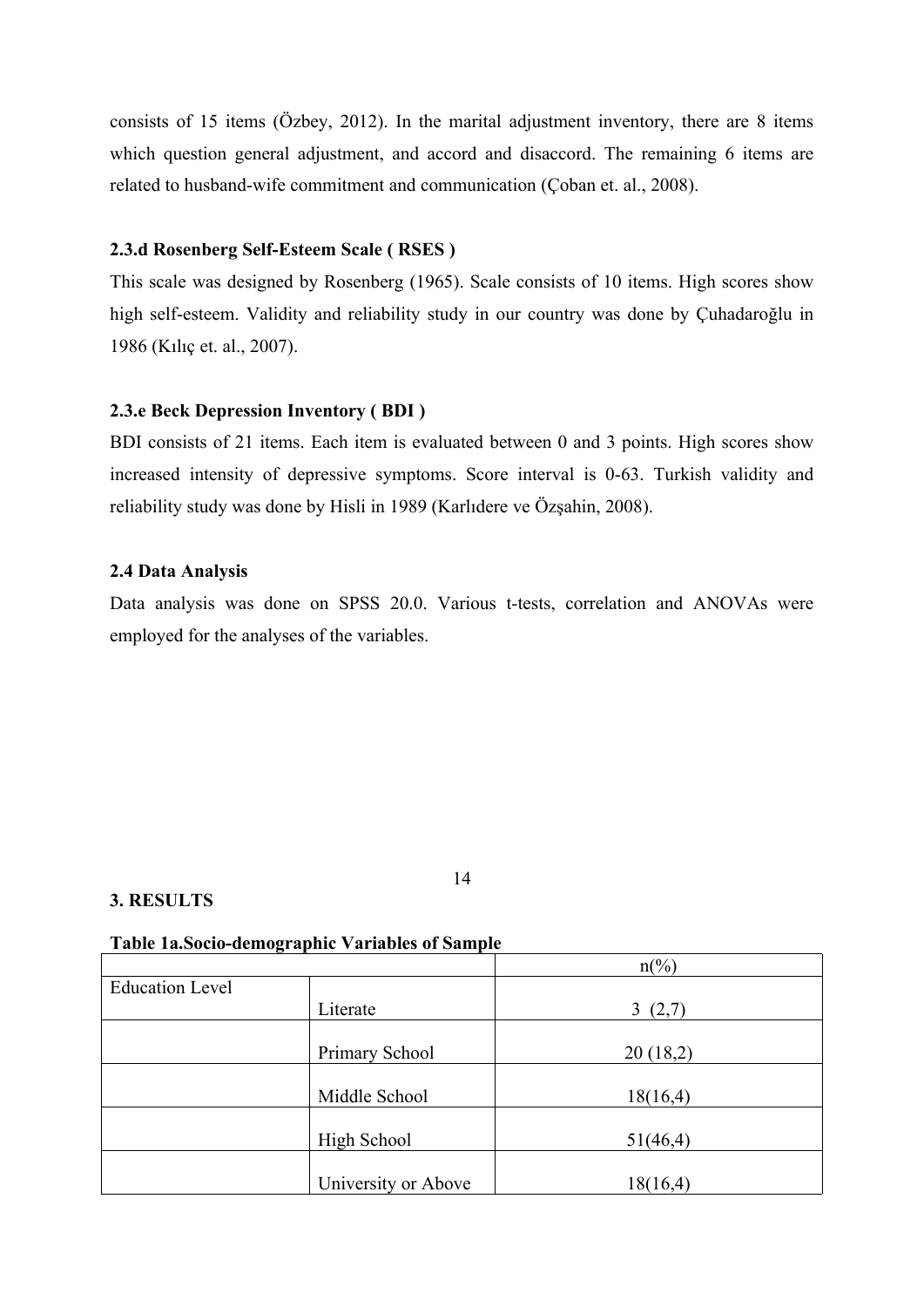consists of 15 items (Özbey, 2012). In the marital adjustment inventory, there are 8 items which question general adjustment, and accord and disaccord. The remaining 6 items are related to husband-wife commitment and communication (Çoban et. al., 2008).

### 2.3.d Rosenberg Self-Esteem Scale ( RSES )

This scale was designed by Rosenberg (1965). Scale consists of 10 items. High scores show high self-esteem. Validity and reliability study in our country was done by Çuhadaroğlu in 1986 (Kılıç et. al., 2007).

### 2.3.e Beck Depression Inventory ( BDI )

BDI consists of 21 items. Each item is evaluated between 0 and 3 points. High scores show increased intensity of depressive symptoms. Score interval is 0-63. Turkish validity and reliability study was done by Hisli in 1989 (Karlıdere ve Özşahin, 2008).

### 2.4 Data Analysis

Data analysis was done on SPSS 20.0. Various t-tests, correlation and ANOVAs were employed for the analyses of the variables.

## 3. RESULTS

**Table 1a.Socio-demographic Variables of Sample**

| | | n(%) |
|---|---|---|
| Education Level | Literate | 3 (2,7) |
| | Primary School | 20 (18,2) |
| | Middle School | 18(16,4) |
| | High School | 51(46,4) |
| | University or Above | 18(16,4) |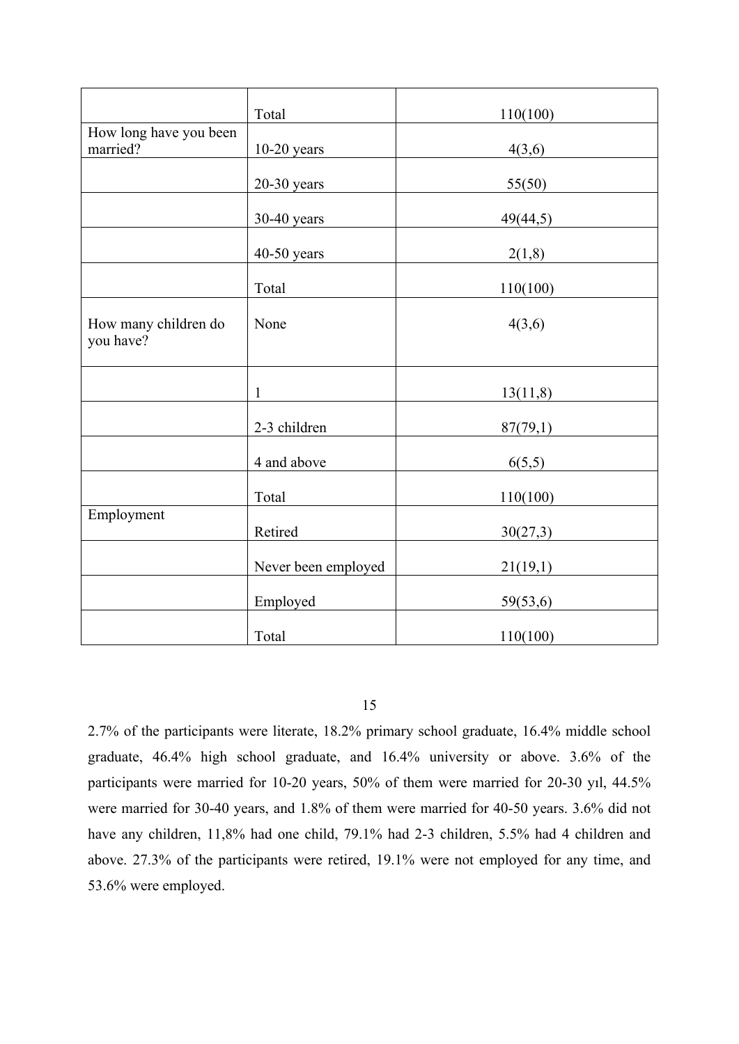| | | |
|---|---|---|
| | Total | 110(100) |
| How long have you been married? | 10-20 years | 4(3,6) |
| | 20-30 years | 55(50) |
| | 30-40 years | 49(44,5) |
| | 40-50 years | 2(1,8) |
| | Total | 110(100) |
| How many children do you have? | None | 4(3,6) |
| | 1 | 13(11,8) |
| | 2-3 children | 87(79,1) |
| | 4 and above | 6(5,5) |
| | Total | 110(100) |
| Employment | Retired | 30(27,3) |
| | Never been employed | 21(19,1) |
| | Employed | 59(53,6) |
| | Total | 110(100) |

2.7% of the participants were literate, 18.2% primary school graduate, 16.4% middle school graduate, 46.4% high school graduate, and 16.4% university or above. 3.6% of the participants were married for 10-20 years, 50% of them were married for 20-30 yıl, 44.5% were married for 30-40 years, and 1.8% of them were married for 40-50 years. 3.6% did not have any children, 11,8% had one child, 79.1% had 2-3 children, 5.5% had 4 children and above. 27.3% of the participants were retired, 19.1% were not employed for any time, and 53.6% were employed.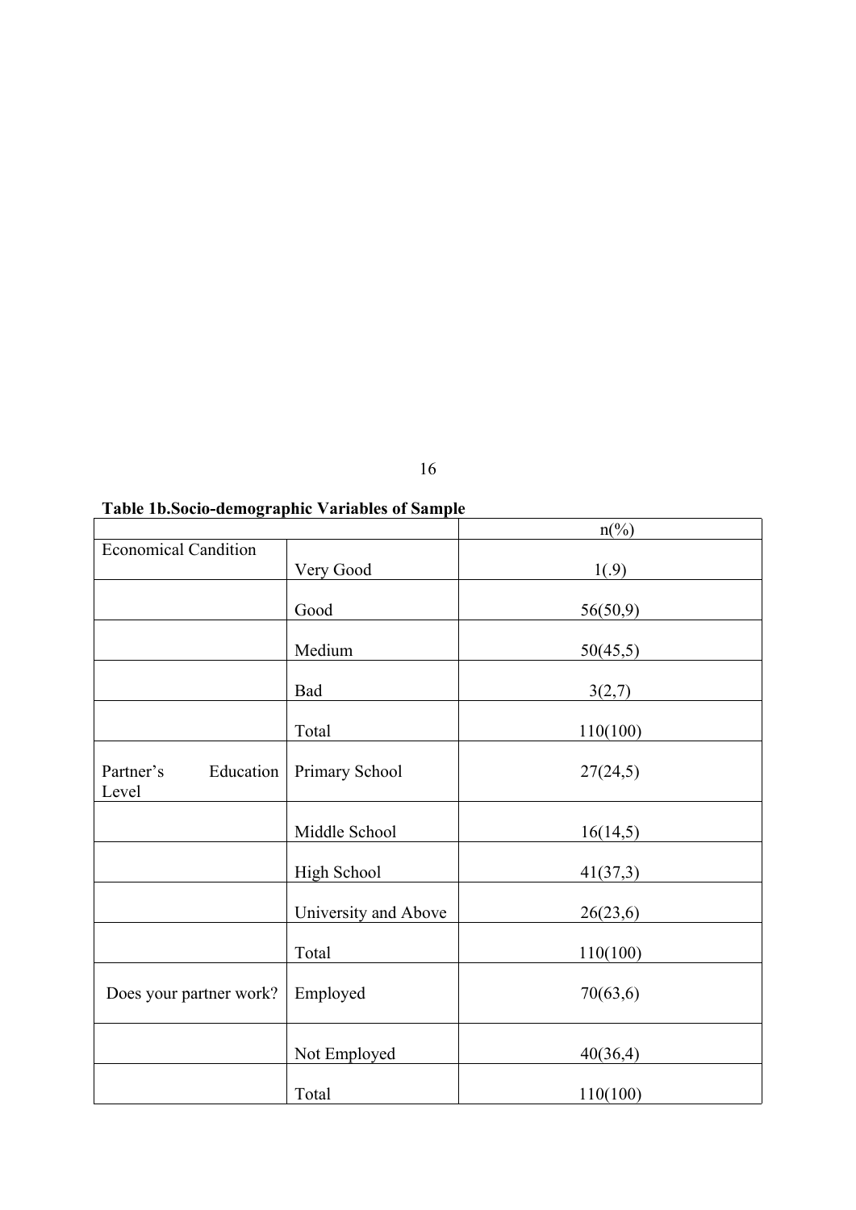**Table 1b.Socio-demographic Variables of Sample**

| | | n(%) |
|---|---|---|
| Economical Candition | Very Good | 1(.9) |
| | Good | 56(50,9) |
| | Medium | 50(45,5) |
| | Bad | 3(2,7) |
| | Total | 110(100) |
| Partner's Education Level | Primary School | 27(24,5) |
| | Middle School | 16(14,5) |
| | High School | 41(37,3) |
| | University and Above | 26(23,6) |
| | Total | 110(100) |
| Does your partner work? | Employed | 70(63,6) |
| | Not Employed | 40(36,4) |
| | Total | 110(100) |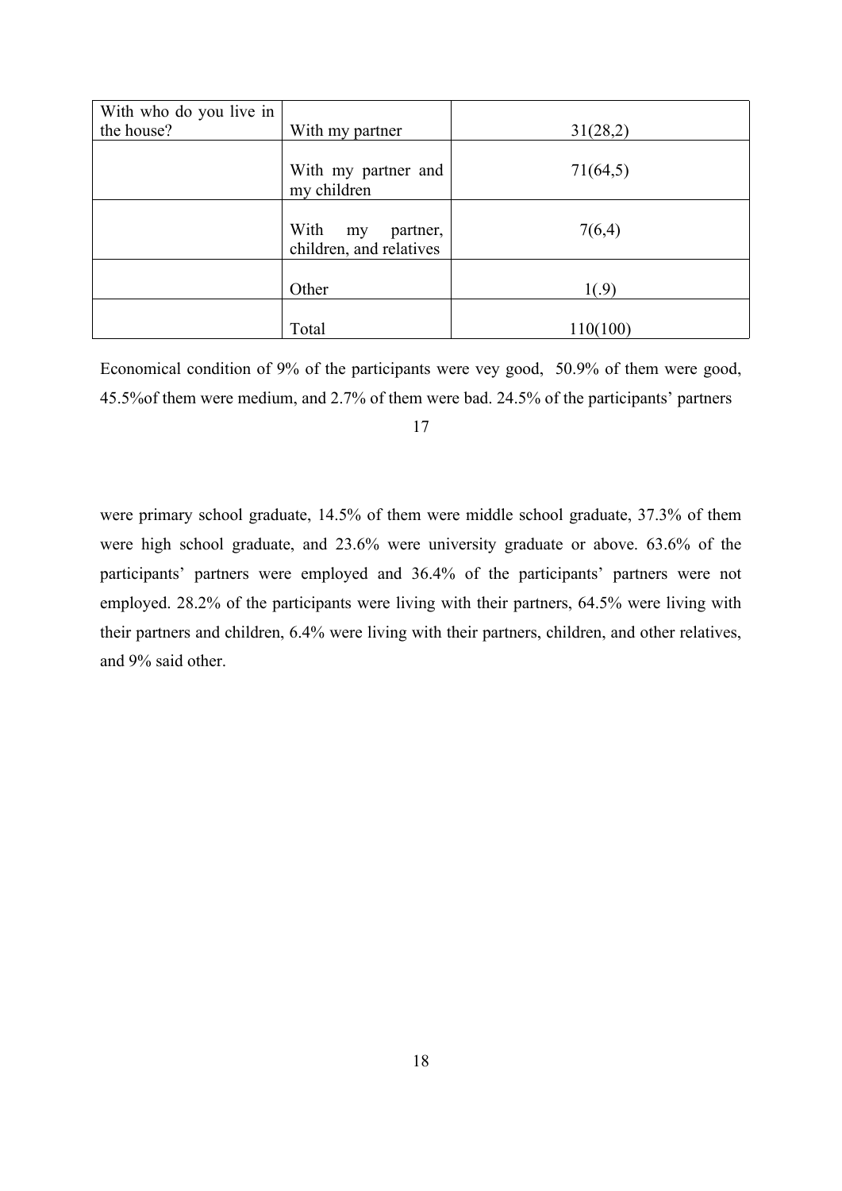| | | |
|---|---|---|
| With who do you live in the house? | With my partner | 31(28,2) |
| | With my partner and my children | 71(64,5) |
| | With my partner, children, and relatives | 7(6,4) |
| | Other | 1(.9) |
| | Total | 110(100) |

Economical condition of 9% of the participants were vey good, 50.9% of them were good, 45.5%of them were medium, and 2.7% of them were bad. 24.5% of the participants' partners were primary school graduate, 14.5% of them were middle school graduate, 37.3% of them were high school graduate, and 23.6% were university graduate or above. 63.6% of the participants' partners were employed and 36.4% of the participants' partners were not employed. 28.2% of the participants were living with their partners, 64.5% were living with their partners and children, 6.4% were living with their partners, children, and other relatives, and 9% said other.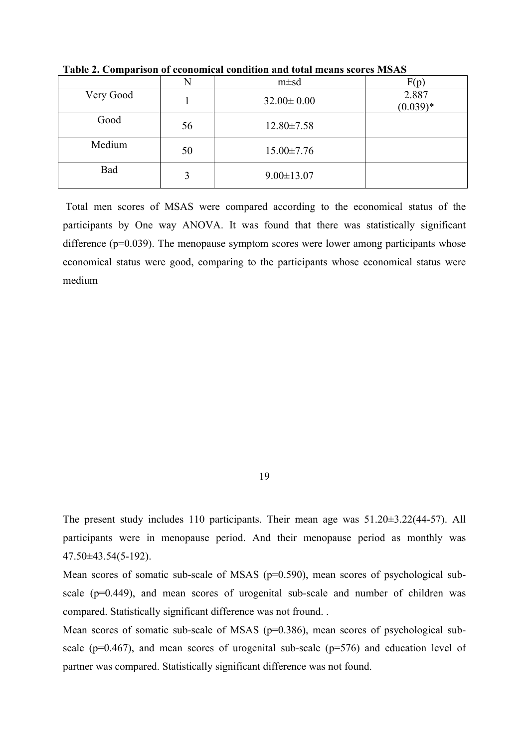**Table 2. Comparison of economical condition and total means scores MSAS**

| | N | m±sd | F(p) |
|---|---|---|---|
| Very Good | 1 | 32.00± 0.00 | 2.887 (0.039)* |
| Good | 56 | 12.80±7.58 | |
| Medium | 50 | 15.00±7.76 | |
| Bad | 3 | 9.00±13.07 | |

Total men scores of MSAS were compared according to the economical status of the participants by One way ANOVA. It was found that there was statistically significant difference (p=0.039). The menopause symptom scores were lower among participants whose economical status were good, comparing to the participants whose economical status were medium

The present study includes 110 participants. Their mean age was 51.20±3.22(44-57). All participants were in menopause period. And their menopause period as monthly was 47.50±43.54(5-192).

Mean scores of somatic sub-scale of MSAS (p=0.590), mean scores of psychological sub-scale (p=0.449), and mean scores of urogenital sub-scale and number of children was compared. Statistically significant difference was not fround. .

Mean scores of somatic sub-scale of MSAS (p=0.386), mean scores of psychological sub-scale (p=0.467), and mean scores of urogenital sub-scale (p=576) and education level of partner was compared. Statistically significant difference was not found.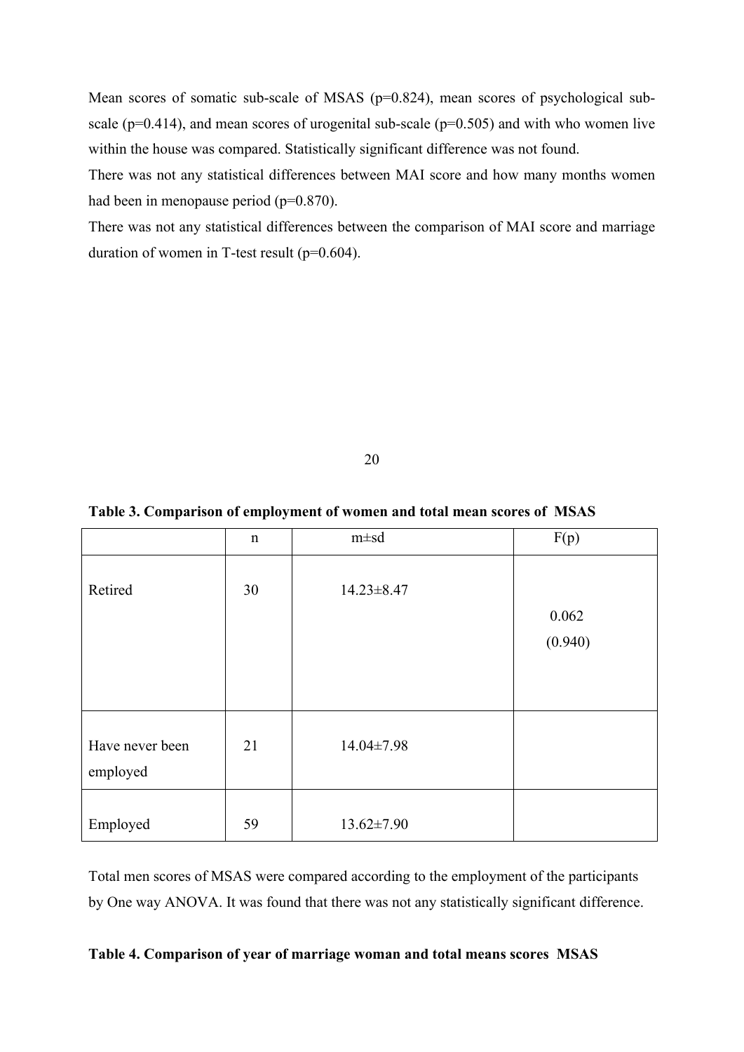Mean scores of somatic sub-scale of MSAS (p=0.824), mean scores of psychological sub-scale (p=0.414), and mean scores of urogenital sub-scale (p=0.505) and with who women live within the house was compared. Statistically significant difference was not found.

There was not any statistical differences between MAI score and how many months women had been in menopause period (p=0.870).

There was not any statistical differences between the comparison of MAI score and marriage duration of women in T-test result (p=0.604).

**Table 3. Comparison of employment of women and total mean scores of MSAS**

| | n | m±sd | F(p) |
|---|---|---|---|
| Retired | 30 | 14.23±8.47 | 0.062 (0.940) |
| Have never been employed | 21 | 14.04±7.98 | |
| Employed | 59 | 13.62±7.90 | |

Total men scores of MSAS were compared according to the employment of the participants by One way ANOVA. It was found that there was not any statistically significant difference.

**Table 4. Comparison of year of marriage woman and total means scores MSAS**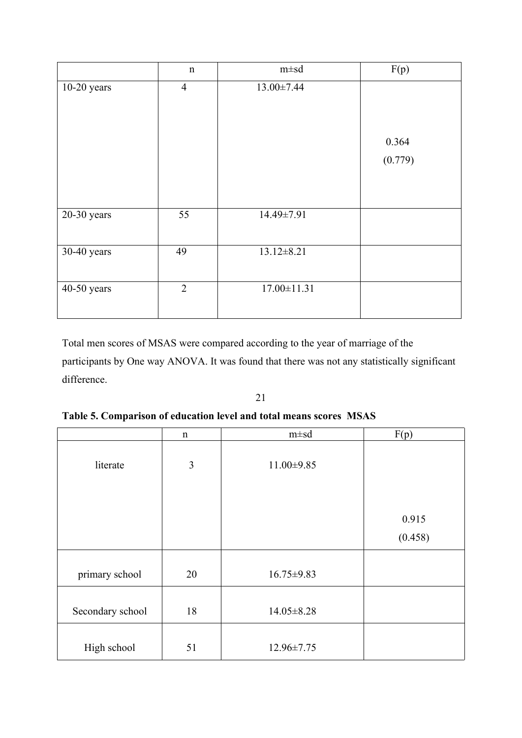| | n | m±sd | F(p) |
|---|---|---|---|
| 10-20 years | 4 | 13.00±7.44 | 0.364 (0.779) |
| 20-30 years | 55 | 14.49±7.91 | |
| 30-40 years | 49 | 13.12±8.21 | |
| 40-50 years | 2 | 17.00±11.31 | |

Total men scores of MSAS were compared according to the year of marriage of the participants by One way ANOVA. It was found that there was not any statistically significant difference.

**Table 5. Comparison of education level and total means scores MSAS**

| | n | m±sd | F(p) |
|---|---|---|---|
| literate | 3 | 11.00±9.85 | 0.915 (0.458) |
| primary school | 20 | 16.75±9.83 | |
| Secondary school | 18 | 14.05±8.28 | |
| High school | 51 | 12.96±7.75 | |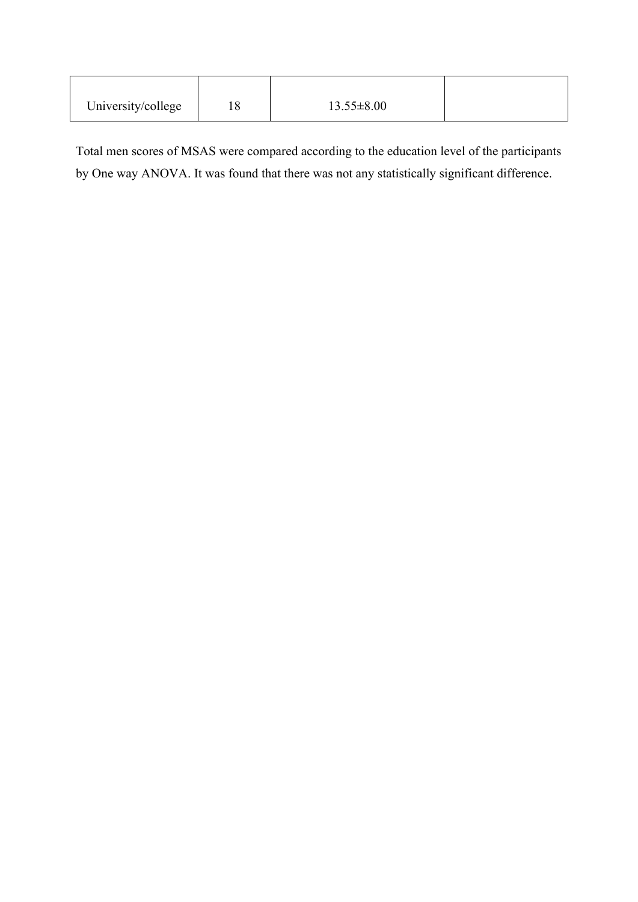| | | | |
|---|---|---|---|
| University/college | 18 | 13.55±8.00 | |

Total men scores of MSAS were compared according to the education level of the participants by One way ANOVA. It was found that there was not any statistically significant difference.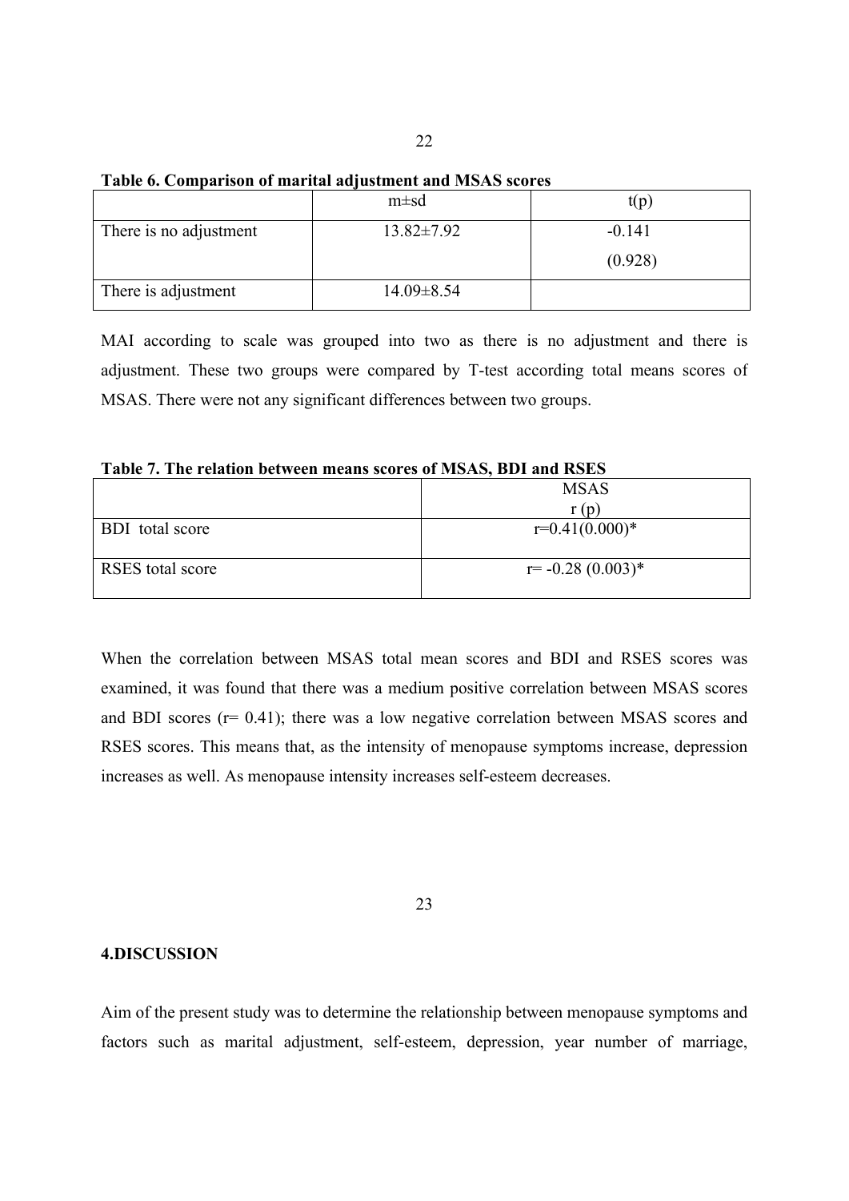**Table 6. Comparison of marital adjustment and MSAS scores**

| | m±sd | t(p) |
|---|---|---|
| There is no adjustment | 13.82±7.92 | -0.141 (0.928) |
| There is adjustment | 14.09±8.54 | |

MAI according to scale was grouped into two as there is no adjustment and there is adjustment. These two groups were compared by T-test according total means scores of MSAS. There were not any significant differences between two groups.

**Table 7. The relation between means scores of MSAS, BDI and RSES**

| | MSAS r (p) |
|---|---|
| BDI total score | r=0.41(0.000)* |
| RSES total score | r= -0.28 (0.003)* |

When the correlation between MSAS total mean scores and BDI and RSES scores was examined, it was found that there was a medium positive correlation between MSAS scores and BDI scores (r= 0.41); there was a low negative correlation between MSAS scores and RSES scores. This means that, as the intensity of menopause symptoms increase, depression increases as well. As menopause intensity increases self-esteem decreases.

## 4.DISCUSSION

Aim of the present study was to determine the relationship between menopause symptoms and factors such as marital adjustment, self-esteem, depression, year number of marriage,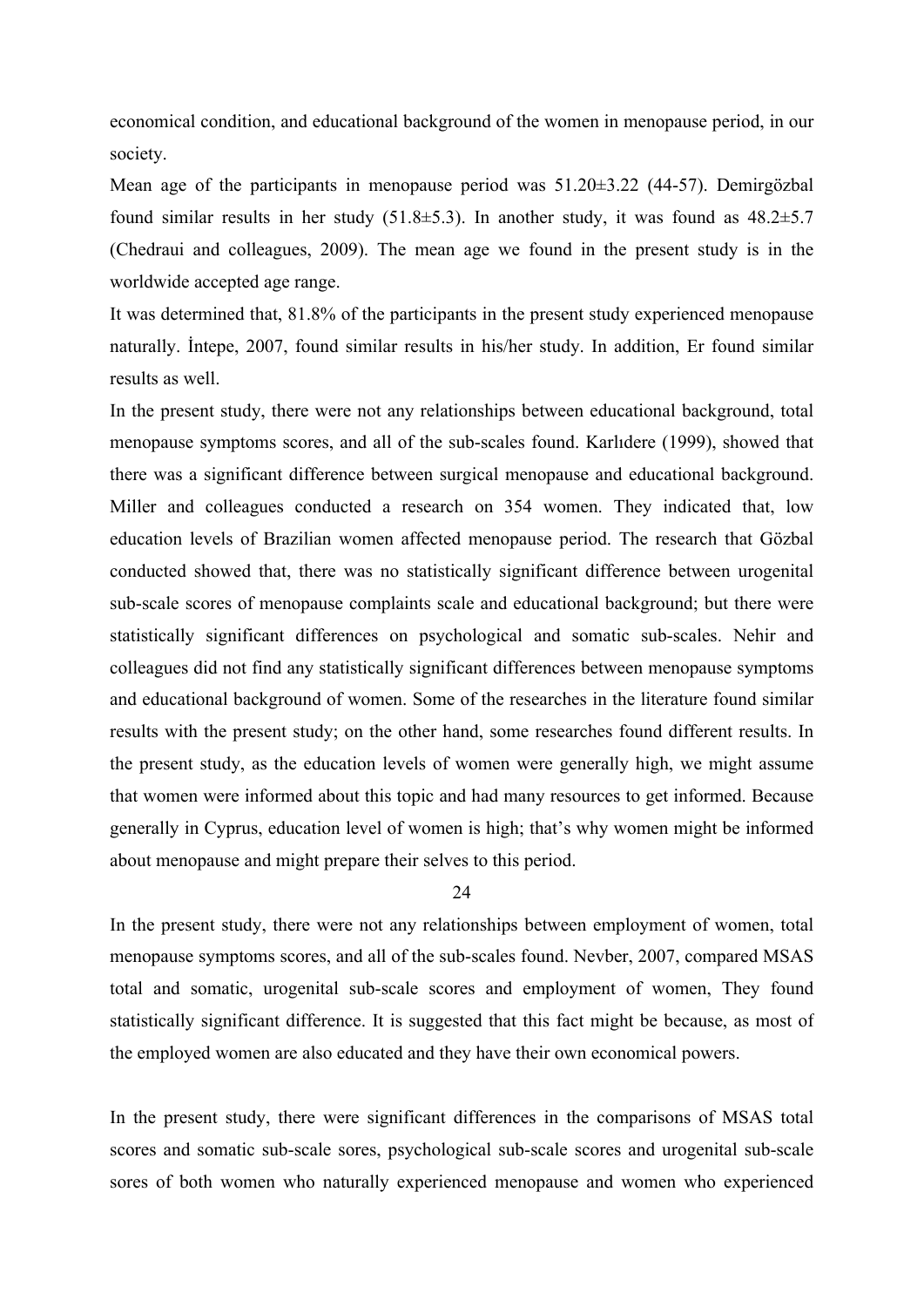economical condition, and educational background of the women in menopause period, in our society.

Mean age of the participants in menopause period was 51.20±3.22 (44-57). Demirgözbal found similar results in her study (51.8±5.3). In another study, it was found as 48.2±5.7 (Chedraui and colleagues, 2009). The mean age we found in the present study is in the worldwide accepted age range.

It was determined that, 81.8% of the participants in the present study experienced menopause naturally. İntepe, 2007, found similar results in his/her study. In addition, Er found similar results as well.

In the present study, there were not any relationships between educational background, total menopause symptoms scores, and all of the sub-scales found. Karlıdere (1999), showed that there was a significant difference between surgical menopause and educational background. Miller and colleagues conducted a research on 354 women. They indicated that, low education levels of Brazilian women affected menopause period. The research that Gözbal conducted showed that, there was no statistically significant difference between urogenital sub-scale scores of menopause complaints scale and educational background; but there were statistically significant differences on psychological and somatic sub-scales. Nehir and colleagues did not find any statistically significant differences between menopause symptoms and educational background of women. Some of the researches in the literature found similar results with the present study; on the other hand, some researches found different results. In the present study, as the education levels of women were generally high, we might assume that women were informed about this topic and had many resources to get informed. Because generally in Cyprus, education level of women is high; that's why women might be informed about menopause and might prepare their selves to this period.

In the present study, there were not any relationships between employment of women, total menopause symptoms scores, and all of the sub-scales found. Nevber, 2007, compared MSAS total and somatic, urogenital sub-scale scores and employment of women, They found statistically significant difference. It is suggested that this fact might be because, as most of the employed women are also educated and they have their own economical powers.

In the present study, there were significant differences in the comparisons of MSAS total scores and somatic sub-scale sores, psychological sub-scale scores and urogenital sub-scale sores of both women who naturally experienced menopause and women who experienced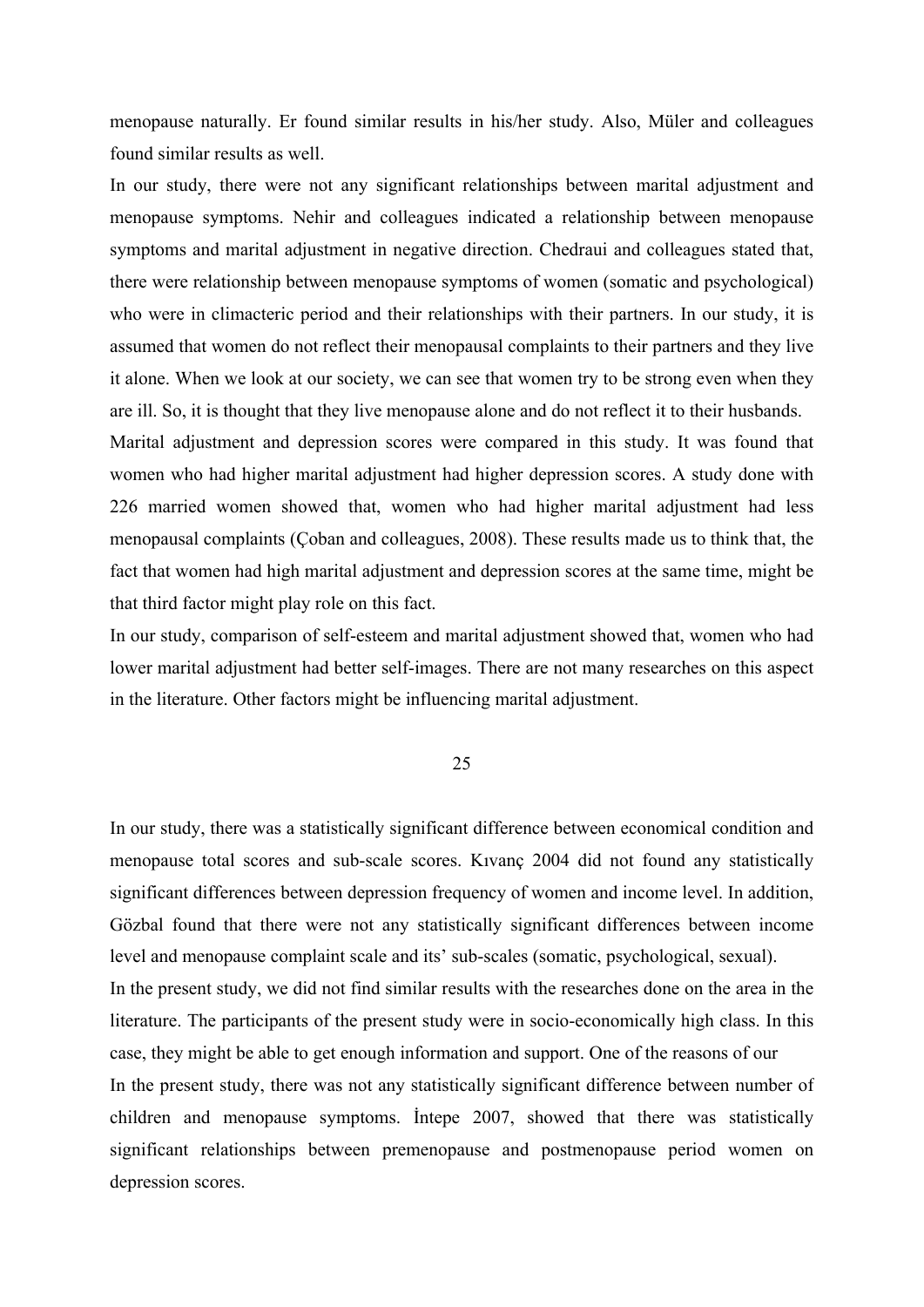menopause naturally. Er found similar results in his/her study. Also, Müler and colleagues found similar results as well.

In our study, there were not any significant relationships between marital adjustment and menopause symptoms. Nehir and colleagues indicated a relationship between menopause symptoms and marital adjustment in negative direction. Chedraui and colleagues stated that, there were relationship between menopause symptoms of women (somatic and psychological) who were in climacteric period and their relationships with their partners. In our study, it is assumed that women do not reflect their menopausal complaints to their partners and they live it alone. When we look at our society, we can see that women try to be strong even when they are ill. So, it is thought that they live menopause alone and do not reflect it to their husbands.

Marital adjustment and depression scores were compared in this study. It was found that women who had higher marital adjustment had higher depression scores. A study done with 226 married women showed that, women who had higher marital adjustment had less menopausal complaints (Çoban and colleagues, 2008). These results made us to think that, the fact that women had high marital adjustment and depression scores at the same time, might be that third factor might play role on this fact.

In our study, comparison of self-esteem and marital adjustment showed that, women who had lower marital adjustment had better self-images. There are not many researches on this aspect in the literature. Other factors might be influencing marital adjustment.

In our study, there was a statistically significant difference between economical condition and menopause total scores and sub-scale scores. Kıvanç 2004 did not found any statistically significant differences between depression frequency of women and income level. In addition, Gözbal found that there were not any statistically significant differences between income level and menopause complaint scale and its' sub-scales (somatic, psychological, sexual).

In the present study, we did not find similar results with the researches done on the area in the literature. The participants of the present study were in socio-economically high class. In this case, they might be able to get enough information and support. One of the reasons of our

In the present study, there was not any statistically significant difference between number of children and menopause symptoms. İntepe 2007, showed that there was statistically significant relationships between premenopause and postmenopause period women on depression scores.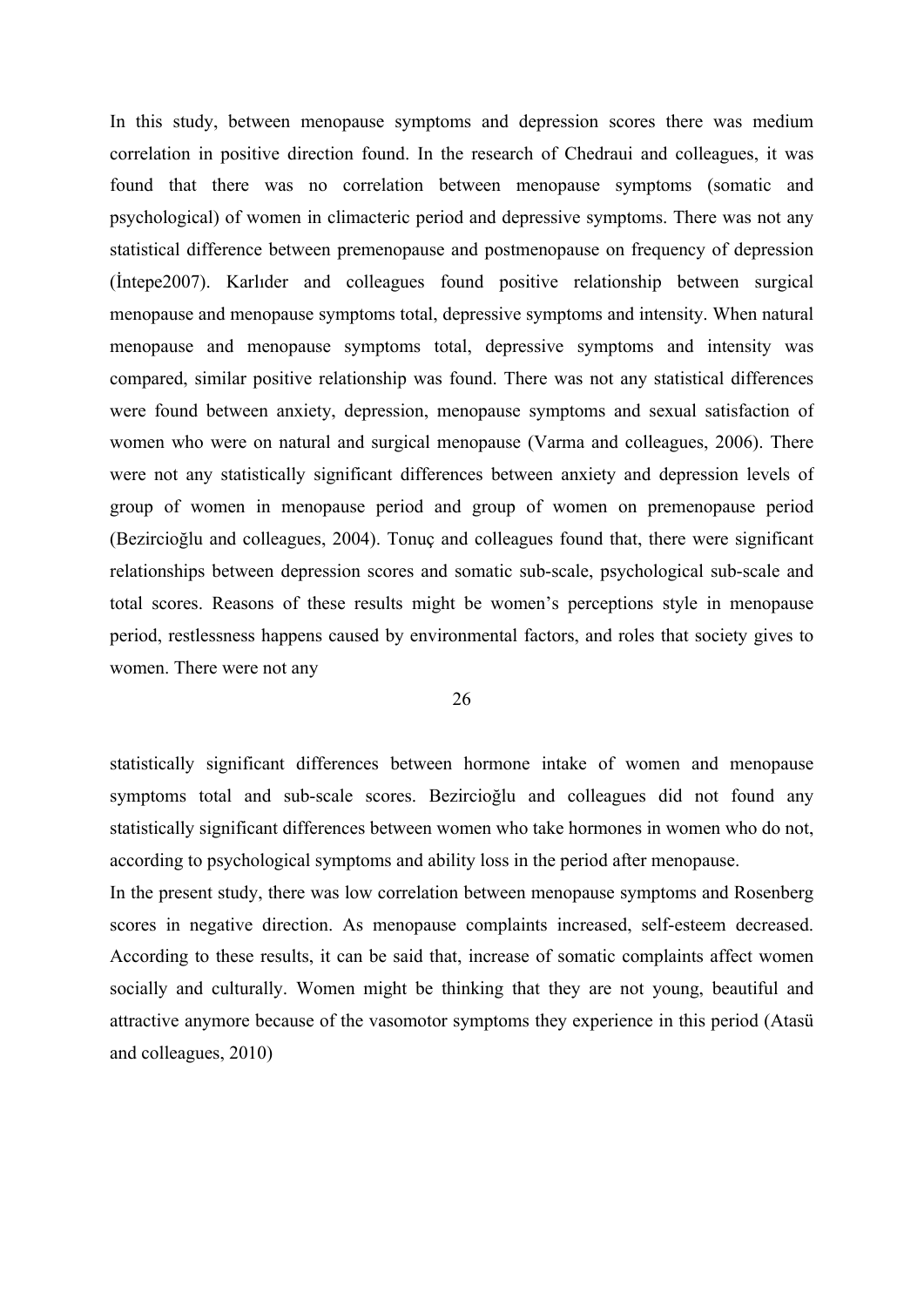In this study, between menopause symptoms and depression scores there was medium correlation in positive direction found. In the research of Chedraui and colleagues, it was found that there was no correlation between menopause symptoms (somatic and psychological) of women in climacteric period and depressive symptoms. There was not any statistical difference between premenopause and postmenopause on frequency of depression (İntepe2007). Karlıder and colleagues found positive relationship between surgical menopause and menopause symptoms total, depressive symptoms and intensity. When natural menopause and menopause symptoms total, depressive symptoms and intensity was compared, similar positive relationship was found. There was not any statistical differences were found between anxiety, depression, menopause symptoms and sexual satisfaction of women who were on natural and surgical menopause (Varma and colleagues, 2006). There were not any statistically significant differences between anxiety and depression levels of group of women in menopause period and group of women on premenopause period (Bezircioğlu and colleagues, 2004). Tonuç and colleagues found that, there were significant relationships between depression scores and somatic sub-scale, psychological sub-scale and total scores. Reasons of these results might be women's perceptions style in menopause period, restlessness happens caused by environmental factors, and roles that society gives to women. There were not any statistically significant differences between hormone intake of women and menopause symptoms total and sub-scale scores. Bezircioğlu and colleagues did not found any statistically significant differences between women who take hormones in women who do not, according to psychological symptoms and ability loss in the period after menopause.

In the present study, there was low correlation between menopause symptoms and Rosenberg scores in negative direction. As menopause complaints increased, self-esteem decreased. According to these results, it can be said that, increase of somatic complaints affect women socially and culturally. Women might be thinking that they are not young, beautiful and attractive anymore because of the vasomotor symptoms they experience in this period (Atasü and colleagues, 2010)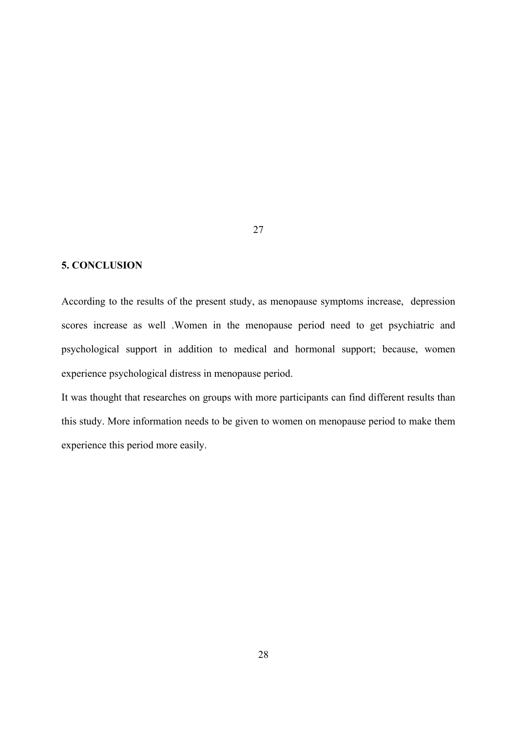## 5. CONCLUSION

According to the results of the present study, as menopause symptoms increase, depression scores increase as well .Women in the menopause period need to get psychiatric and psychological support in addition to medical and hormonal support; because, women experience psychological distress in menopause period.

It was thought that researches on groups with more participants can find different results than this study. More information needs to be given to women on menopause period to make them experience this period more easily.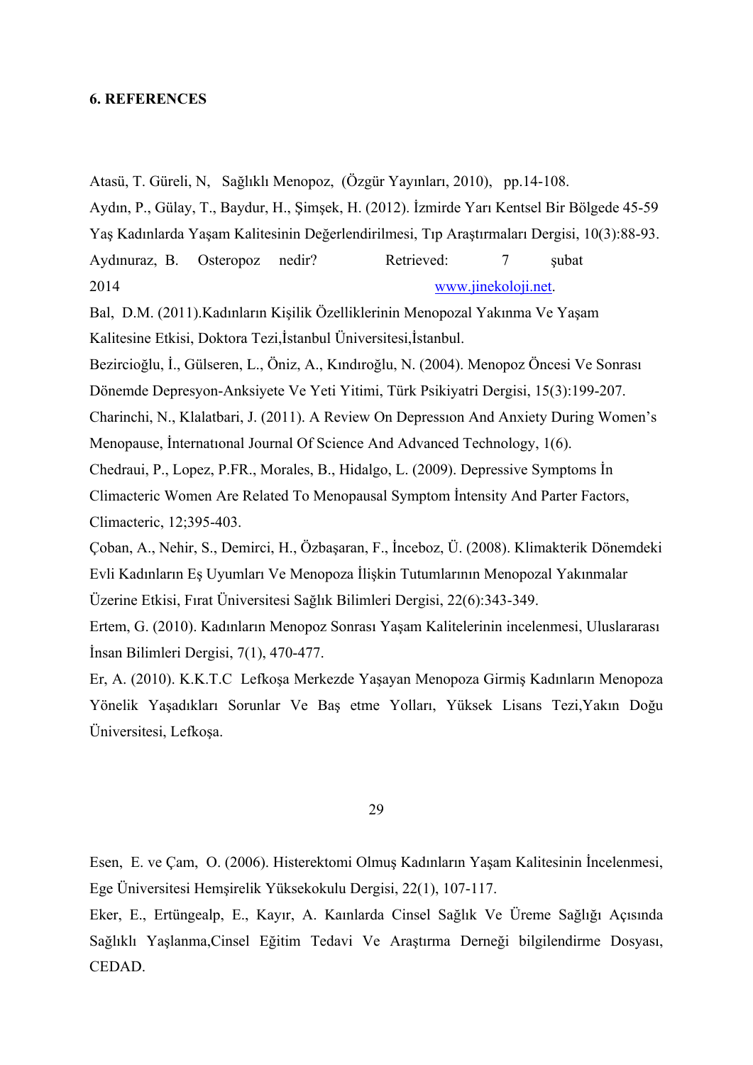## 6. REFERENCES

Atasü, T. Güreli, N, Sağlıklı Menopoz, (Özgür Yayınları, 2010), pp.14-108.

Aydın, P., Gülay, T., Baydur, H., Şimşek, H. (2012). İzmirde Yarı Kentsel Bir Bölgede 45-59 Yaş Kadınlarda Yaşam Kalitesinin Değerlendirilmesi, Tıp Araştırmaları Dergisi, 10(3):88-93.

Aydınuraz, B. Osteropoz nedir? Retrieved: 7 şubat 2014 www.jinekoloji.net.

Bal, D.M. (2011).Kadınların Kişilik Özelliklerinin Menopozal Yakınma Ve Yaşam Kalitesine Etkisi, Doktora Tezi,İstanbul Üniversitesi,İstanbul.

Bezircioğlu, İ., Gülseren, L., Öniz, A., Kındıroğlu, N. (2004). Menopoz Öncesi Ve Sonrası Dönemde Depresyon-Anksiyete Ve Yeti Yitimi, Türk Psikiyatri Dergisi, 15(3):199-207.

Charinchi, N., Klalatbari, J. (2011). A Review On Depressıon And Anxiety During Women's Menopause, İnternatıonal Journal Of Science And Advanced Technology, 1(6).

Chedraui, P., Lopez, P.FR., Morales, B., Hidalgo, L. (2009). Depressive Symptoms İn Climacteric Women Are Related To Menopausal Symptom İntensity And Parter Factors, Climacteric, 12;395-403.

Çoban, A., Nehir, S., Demirci, H., Özbaşaran, F., İnceboz, Ü. (2008). Klimakterik Dönemdeki Evli Kadınların Eş Uyumları Ve Menopoza İlişkin Tutumlarının Menopozal Yakınmalar Üzerine Etkisi, Fırat Üniversitesi Sağlık Bilimleri Dergisi, 22(6):343-349.

Ertem, G. (2010). Kadınların Menopoz Sonrası Yaşam Kalitelerinin incelenmesi, Uluslararası İnsan Bilimleri Dergisi, 7(1), 470-477.

Er, A. (2010). K.K.T.C Lefkoşa Merkezde Yaşayan Menopoza Girmiş Kadınların Menopoza Yönelik Yaşadıkları Sorunlar Ve Baş etme Yolları, Yüksek Lisans Tezi,Yakın Doğu Üniversitesi, Lefkoşa.

Esen, E. ve Çam, O. (2006). Histerektomi Olmuş Kadınların Yaşam Kalitesinin İncelenmesi, Ege Üniversitesi Hemşirelik Yüksekokulu Dergisi, 22(1), 107-117.

Eker, E., Ertüngealp, E., Kayır, A. Kaınlarda Cinsel Sağlık Ve Üreme Sağlığı Açısında Sağlıklı Yaşlanma,Cinsel Eğitim Tedavi Ve Araştırma Derneği bilgilendirme Dosyası, CEDAD.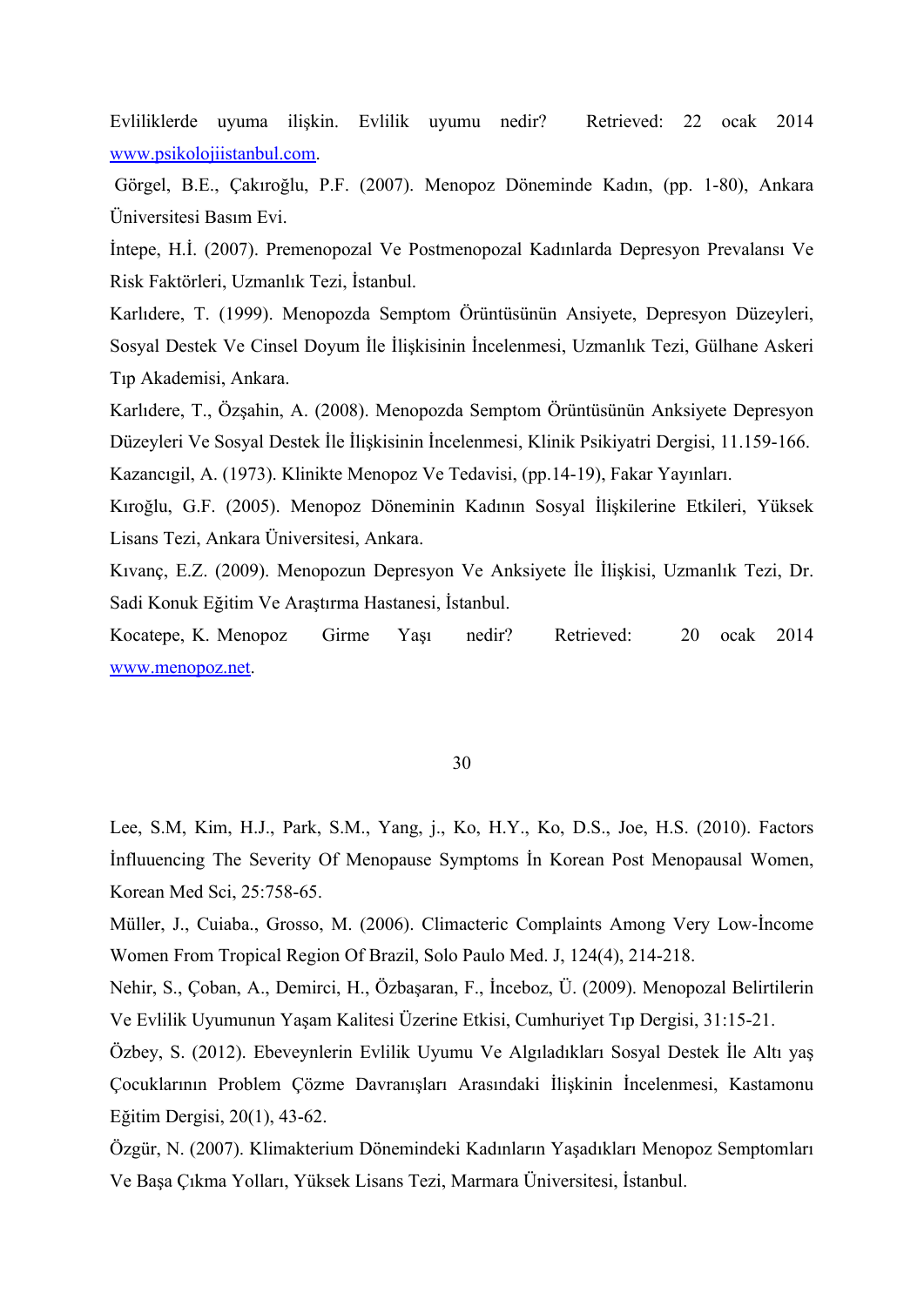Evliliklerde uyuma ilişkin. Evlilik uyumu nedir? Retrieved: 22 ocak 2014 www.psikolojiistanbul.com.

Görgel, B.E., Çakıroğlu, P.F. (2007). Menopoz Döneminde Kadın, (pp. 1-80), Ankara Üniversitesi Basım Evi.

İntepe, H.İ. (2007). Premenopozal Ve Postmenopozal Kadınlarda Depresyon Prevalansı Ve Risk Faktörleri, Uzmanlık Tezi, İstanbul.

Karlıdere, T. (1999). Menopozda Semptom Örüntüsünün Ansiyete, Depresyon Düzeyleri, Sosyal Destek Ve Cinsel Doyum İle İlişkisinin İncelenmesi, Uzmanlık Tezi, Gülhane Askeri Tıp Akademisi, Ankara.

Karlıdere, T., Özşahin, A. (2008). Menopozda Semptom Örüntüsünün Anksiyete Depresyon Düzeyleri Ve Sosyal Destek İle İlişkisinin İncelenmesi, Klinik Psikiyatri Dergisi, 11.159-166.

Kazancıgil, A. (1973). Klinikte Menopoz Ve Tedavisi, (pp.14-19), Fakar Yayınları.

Kıroğlu, G.F. (2005). Menopoz Döneminin Kadının Sosyal İlişkilerine Etkileri, Yüksek Lisans Tezi, Ankara Üniversitesi, Ankara.

Kıvanç, E.Z. (2009). Menopozun Depresyon Ve Anksiyete İle İlişkisi, Uzmanlık Tezi, Dr. Sadi Konuk Eğitim Ve Araştırma Hastanesi, İstanbul.

Kocatepe, K. Menopoz Girme Yaşı nedir? Retrieved: 20 ocak 2014 www.menopoz.net.

Lee, S.M, Kim, H.J., Park, S.M., Yang, j., Ko, H.Y., Ko, D.S., Joe, H.S. (2010). Factors İnfluuencing The Severity Of Menopause Symptoms İn Korean Post Menopausal Women, Korean Med Sci, 25:758-65.

Müller, J., Cuiaba., Grosso, M. (2006). Climacteric Complaints Among Very Low-İncome Women From Tropical Region Of Brazil, Solo Paulo Med. J, 124(4), 214-218.

Nehir, S., Çoban, A., Demirci, H., Özbaşaran, F., İnceboz, Ü. (2009). Menopozal Belirtilerin Ve Evlilik Uyumunun Yaşam Kalitesi Üzerine Etkisi, Cumhuriyet Tıp Dergisi, 31:15-21.

Özbey, S. (2012). Ebeveynlerin Evlilik Uyumu Ve Algıladıkları Sosyal Destek İle Altı yaş Çocuklarının Problem Çözme Davranışları Arasındaki İlişkinin İncelenmesi, Kastamonu Eğitim Dergisi, 20(1), 43-62.

Özgür, N. (2007). Klimakterium Dönemindeki Kadınların Yaşadıkları Menopoz Semptomları Ve Başa Çıkma Yolları, Yüksek Lisans Tezi, Marmara Üniversitesi, İstanbul.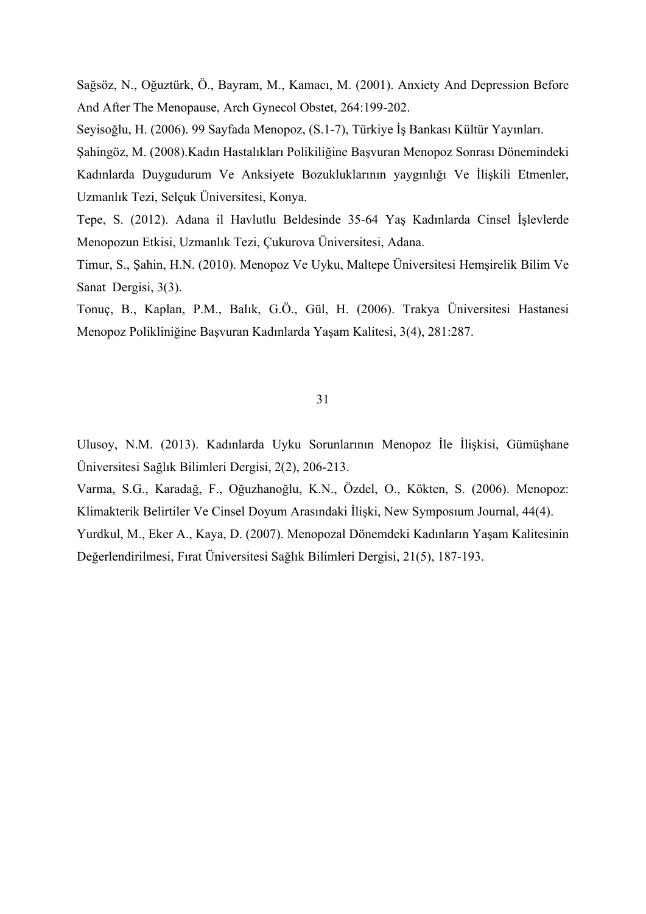Sağsöz, N., Oğuztürk, Ö., Bayram, M., Kamacı, M. (2001). Anxiety And Depression Before And After The Menopause, Arch Gynecol Obstet, 264:199-202.

Seyisoğlu, H. (2006). 99 Sayfada Menopoz, (S.1-7), Türkiye İş Bankası Kültür Yayınları.

Şahingöz, M. (2008).Kadın Hastalıkları Polikiliğine Başvuran Menopoz Sonrası Dönemindeki Kadınlarda Duygudurum Ve Anksiyete Bozukluklarının yaygınlığı Ve İlişkili Etmenler, Uzmanlık Tezi, Selçuk Üniversitesi, Konya.

Tepe, S. (2012). Adana il Havlutlu Beldesinde 35-64 Yaş Kadınlarda Cinsel İşlevlerde Menopozun Etkisi, Uzmanlık Tezi, Çukurova Üniversitesi, Adana.

Timur, S., Şahin, H.N. (2010). Menopoz Ve Uyku, Maltepe Üniversitesi Hemşirelik Bilim Ve Sanat Dergisi, 3(3).

Tonuç, B., Kaplan, P.M., Balık, G.Ö., Gül, H. (2006). Trakya Üniversitesi Hastanesi Menopoz Polikliniğine Başvuran Kadınlarda Yaşam Kalitesi, 3(4), 281:287.

Ulusoy, N.M. (2013). Kadınlarda Uyku Sorunlarının Menopoz İle İlişkisi, Gümüşhane Üniversitesi Sağlık Bilimleri Dergisi, 2(2), 206-213.

Varma, S.G., Karadağ, F., Oğuzhanoğlu, K.N., Özdel, O., Kökten, S. (2006). Menopoz: Klimakterik Belirtiler Ve Cinsel Doyum Arasındaki İlişki, New Symposıum Journal, 44(4).

Yurdkul, M., Eker A., Kaya, D. (2007). Menopozal Dönemdeki Kadınların Yaşam Kalitesinin Değerlendirilmesi, Fırat Üniversitesi Sağlık Bilimleri Dergisi, 21(5), 187-193.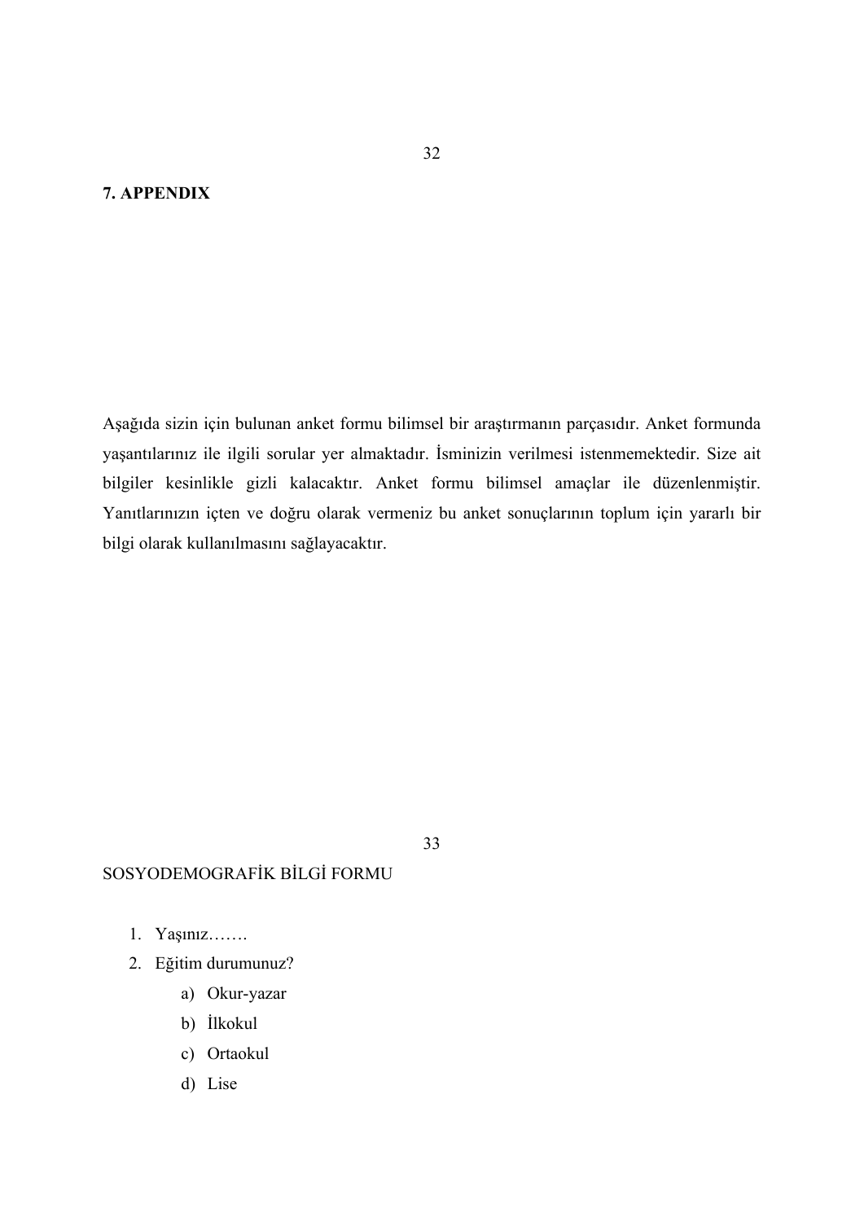# 7. APPENDIX

Aşağıda sizin için bulunan anket formu bilimsel bir araştırmanın parçasıdır. Anket formunda yaşantılarınız ile ilgili sorular yer almaktadır. İsminizin verilmesi istenmemektedir. Size ait bilgiler kesinlikle gizli kalacaktır. Anket formu bilimsel amaçlar ile düzenlenmiştir. Yanıtlarınızın içten ve doğru olarak vermeniz bu anket sonuçlarının toplum için yararlı bir bilgi olarak kullanılmasını sağlayacaktır.

SOSYODEMOGRAFİK BİLGİ FORMU

1. Yaşınız…….
2. Eğitim durumunuz?
   a) Okur-yazar
   b) İlkokul
   c) Ortaokul
   d) Lise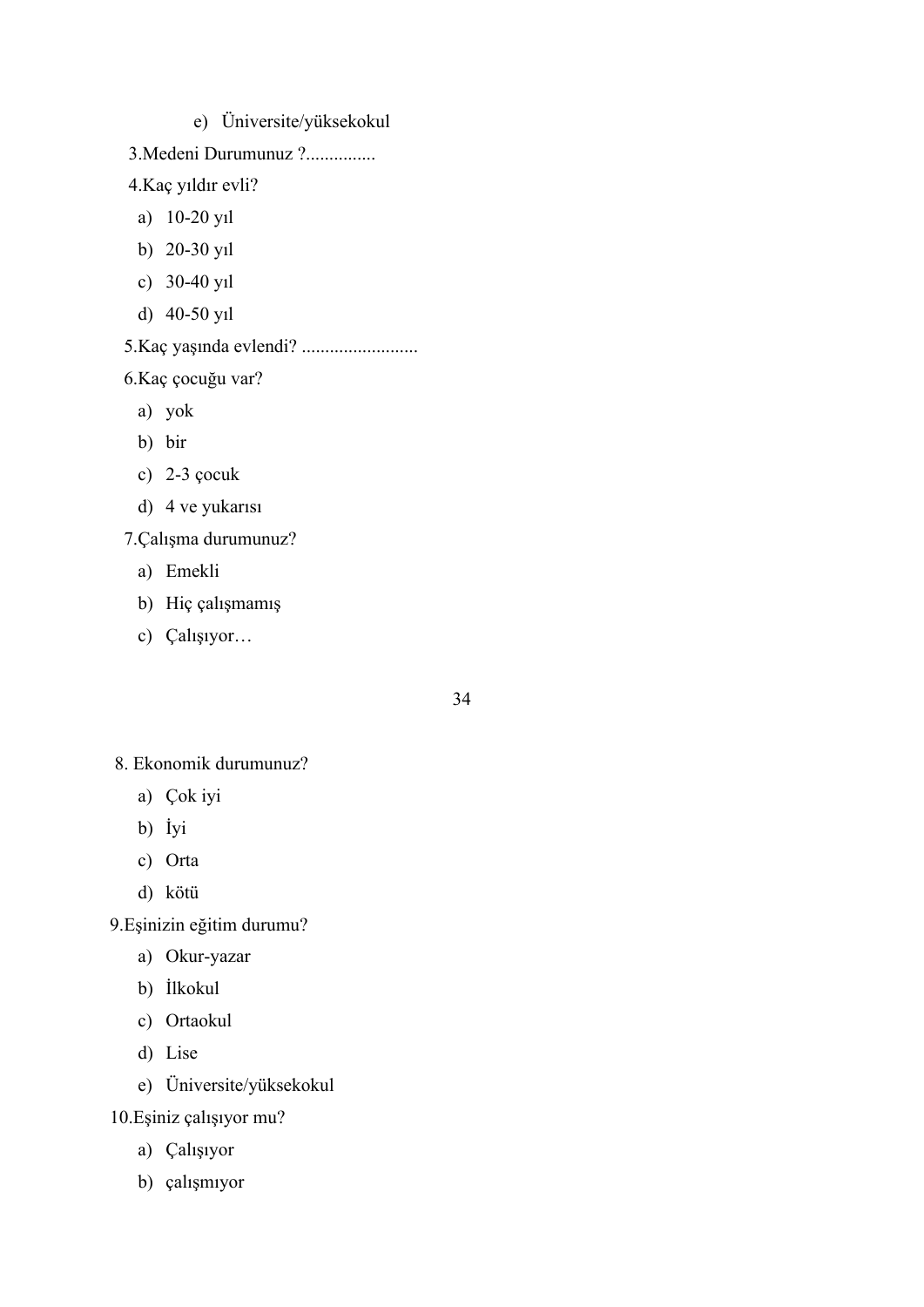e) Üniversite/yüksekokul

3.Medeni Durumunuz ?...............

4.Kaç yıldır evli?

a) 10-20 yıl
b) 20-30 yıl
c) 30-40 yıl
d) 40-50 yıl

5.Kaç yaşında evlendi? .........................

6.Kaç çocuğu var?

a) yok
b) bir
c) 2-3 çocuk
d) 4 ve yukarısı

7.Çalışma durumunuz?

a) Emekli
b) Hiç çalışmamış
c) Çalışıyor…

8. Ekonomik durumunuz?

a) Çok iyi
b) İyi
c) Orta
d) kötü

9.Eşinizin eğitim durumu?

a) Okur-yazar
b) İlkokul
c) Ortaokul
d) Lise
e) Üniversite/yüksekokul

10.Eşiniz çalışıyor mu?

a) Çalışıyor
b) çalışmıyor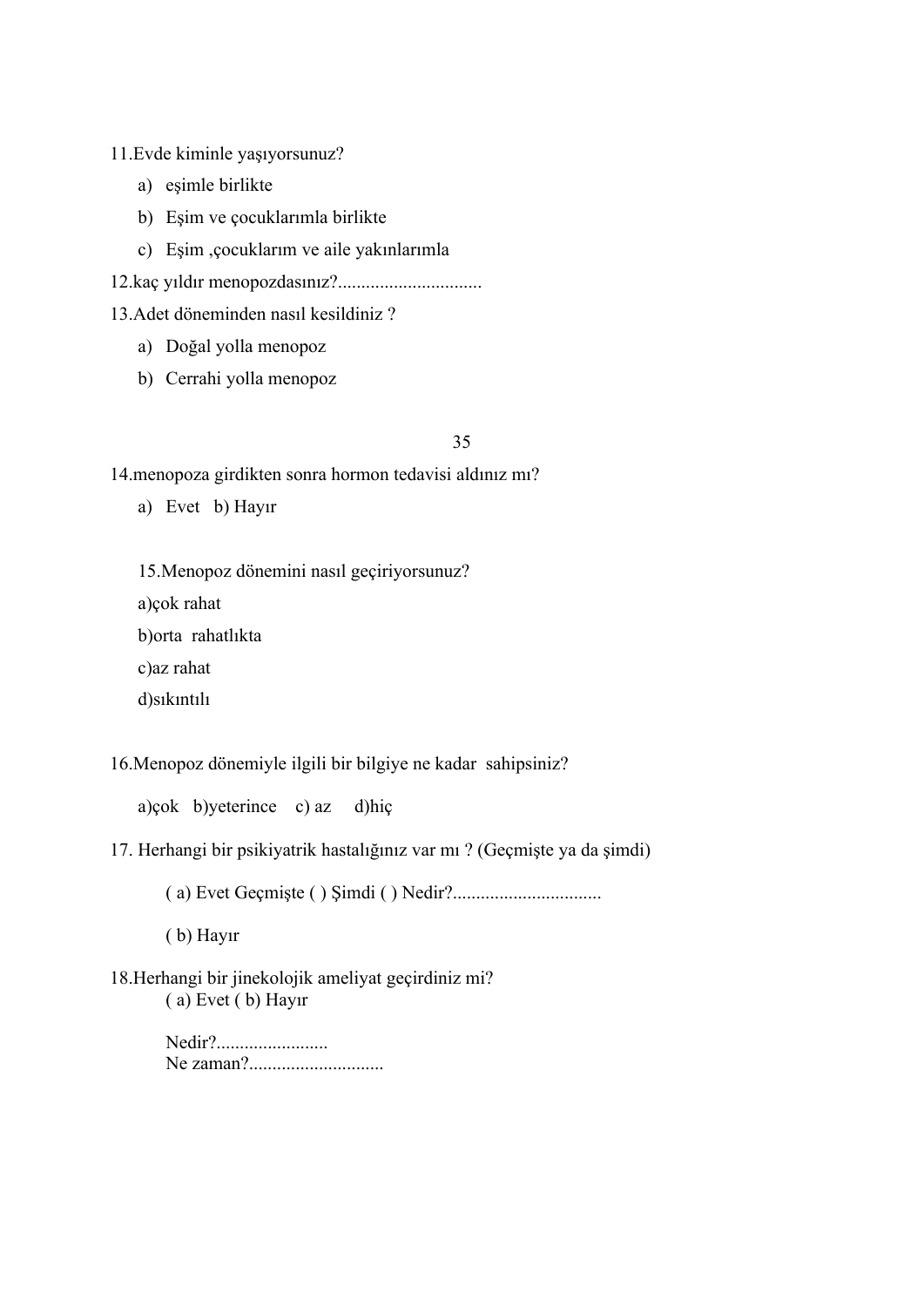11.Evde kiminle yaşıyorsunuz?

a) eşimle birlikte
b) Eşim ve çocuklarımla birlikte
c) Eşim ,çocuklarım ve aile yakınlarımla

12.kaç yıldır menopozdasınız?..............................

13.Adet döneminden nasıl kesildiniz ?

a) Doğal yolla menopoz
b) Cerrahi yolla menopoz

14.menopoza girdikten sonra hormon tedavisi aldınız mı?

a) Evet b) Hayır

15.Menopoz dönemini nasıl geçiriyorsunuz?

a)çok rahat

b)orta rahatlıkta

c)az rahat

d)sıkıntılı

16.Menopoz dönemiyle ilgili bir bilgiye ne kadar sahipsiniz?

a)çok b)yeterince c) az d)hiç

17. Herhangi bir psikiyatrik hastalığınız var mı ? (Geçmişte ya da şimdi)

( a) Evet Geçmişte ( ) Şimdi ( ) Nedir?................................

( b) Hayır

18.Herhangi bir jinekolojik ameliyat geçirdiniz mi?

( a) Evet ( b) Hayır

Nedir?........................
Ne zaman?............................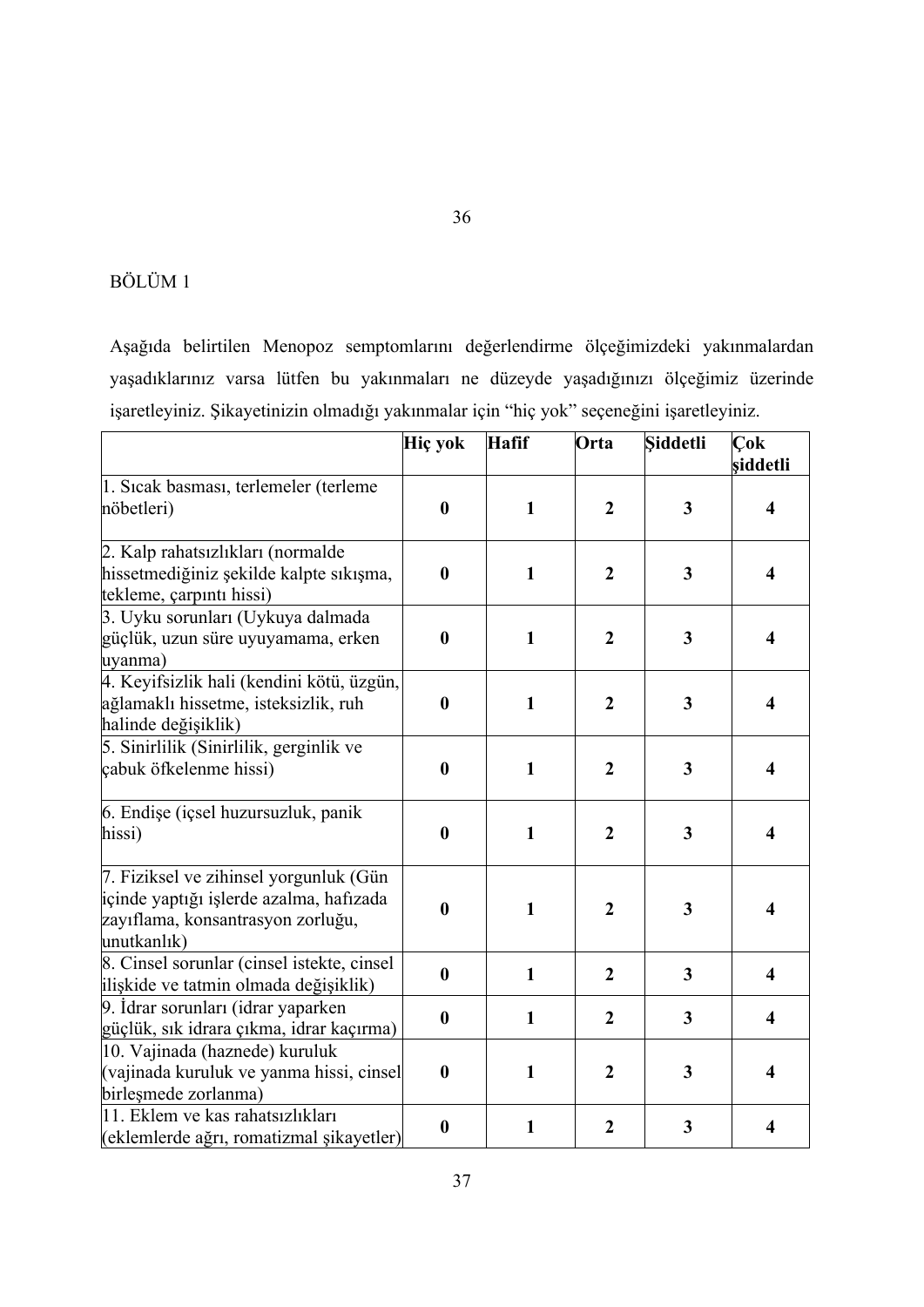BÖLÜM 1

Aşağıda belirtilen Menopoz semptomlarını değerlendirme ölçeğimizdeki yakınmalardan yaşadıklarınız varsa lütfen bu yakınmaları ne düzeyde yaşadığınızı ölçeğimiz üzerinde işaretleyiniz. Şikayetinizin olmadığı yakınmalar için "hiç yok" seçeneğini işaretleyiniz.

| | **Hiç yok** | **Hafif** | **Orta** | **Şiddetli** | **Çok şiddetli** |
|---|---|---|---|---|---|
| 1. Sıcak basması, terlemeler (terleme nöbetleri) | **0** | **1** | **2** | **3** | **4** |
| 2. Kalp rahatsızlıkları (normalde hissetmediğiniz şekilde kalpte sıkışma, tekleme, çarpıntı hissi) | **0** | **1** | **2** | **3** | **4** |
| 3. Uyku sorunları (Uykuya dalmada güçlük, uzun süre uyuyamama, erken uyanma) | **0** | **1** | **2** | **3** | **4** |
| 4. Keyifsizlik hali (kendini kötü, üzgün, ağlamaklı hissetme, isteksizlik, ruh halinde değişiklik) | **0** | **1** | **2** | **3** | **4** |
| 5. Sinirlilik (Sinirlilik, gerginlik ve çabuk öfkelenme hissi) | **0** | **1** | **2** | **3** | **4** |
| 6. Endişe (içsel huzursuzluk, panik hissi) | **0** | **1** | **2** | **3** | **4** |
| 7. Fiziksel ve zihinsel yorgunluk (Gün içinde yaptığı işlerde azalma, hafızada zayıflama, konsantrasyon zorluğu, unutkanlık) | **0** | **1** | **2** | **3** | **4** |
| 8. Cinsel sorunlar (cinsel istekte, cinsel ilişkide ve tatmin olmada değişiklik) | **0** | **1** | **2** | **3** | **4** |
| 9. İdrar sorunları (idrar yaparken güçlük, sık idrara çıkma, idrar kaçırma) | **0** | **1** | **2** | **3** | **4** |
| 10. Vajinada (haznede) kuruluk (vajinada kuruluk ve yanma hissi, cinsel birleşmede zorlanma) | **0** | **1** | **2** | **3** | **4** |
| 11. Eklem ve kas rahatsızlıkları (eklemlerde ağrı, romatizmal şikayetler) | **0** | **1** | **2** | **3** | **4** |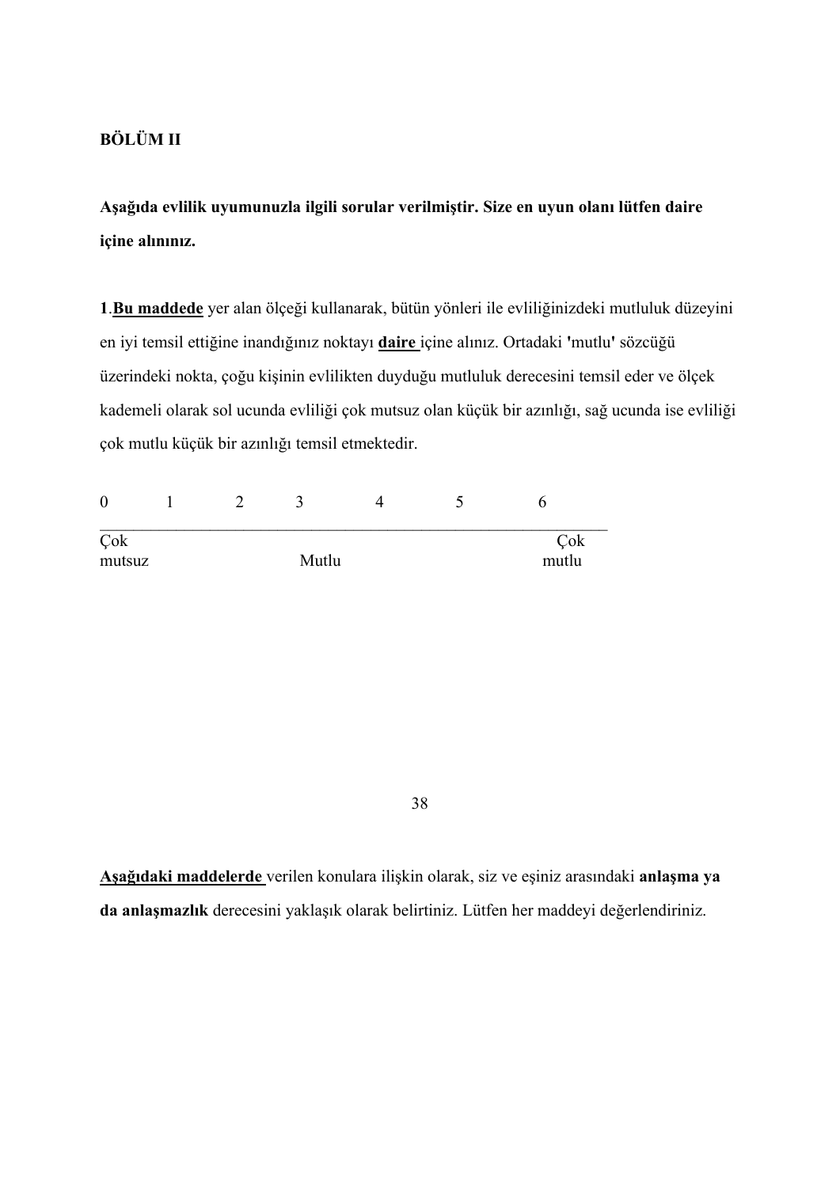**BÖLÜM II**

**Aşağıda evlilik uyumunuzla ilgili sorular verilmiştir. Size en uyun olanı lütfen daire içine alınınız.**

**1**.**Bu maddede** yer alan ölçeği kullanarak, bütün yönleri ile evliliğinizdeki mutluluk düzeyini en iyi temsil ettiğine inandığınız noktayı **daire** içine alınız. Ortadaki **'**mutlu**'** sözcüğü üzerindeki nokta, çoğu kişinin evlilikten duyduğu mutluluk derecesini temsil eder ve ölçek kademeli olarak sol ucunda evliliği çok mutsuz olan küçük bir azınlığı, sağ ucunda ise evliliği çok mutlu küçük bir azınlığı temsil etmektedir.

| 0 | 1 | 2 | 3 | 4 | 5 | 6 |
|---|---|---|---|---|---|---|
| Çok mutsuz | | | Mutlu | | | Çok mutlu |

**Aşağıdaki maddelerde** verilen konulara ilişkin olarak, siz ve eşiniz arasındaki **anlaşma ya da anlaşmazlık** derecesini yaklaşık olarak belirtiniz. Lütfen her maddeyi değerlendiriniz.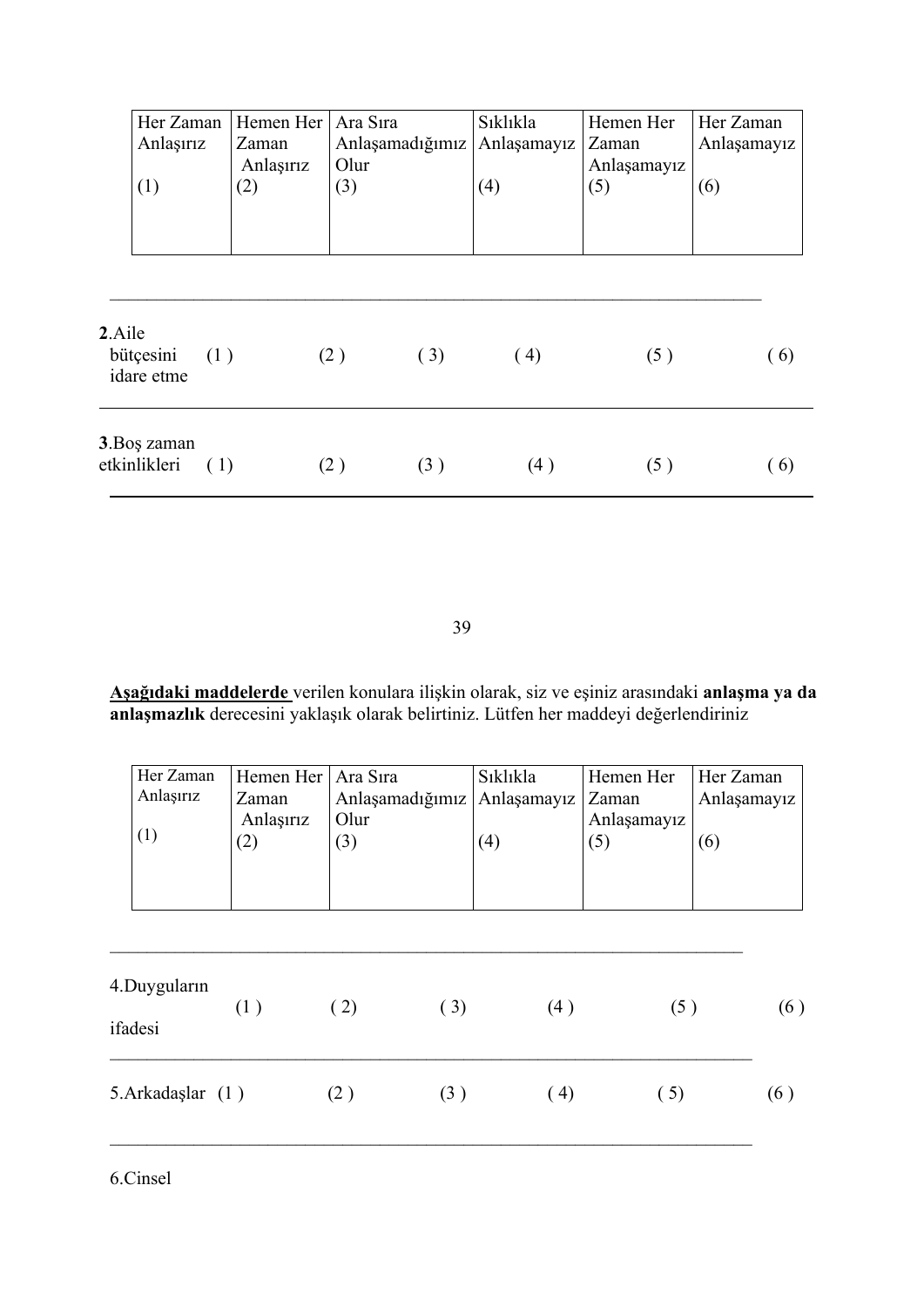| Her Zaman Anlaşırız (1) | Hemen Her Zaman Anlaşırız (2) | Ara Sıra Anlaşamadığımız Olur (3) | Sıklıkla Anlaşamayız (4) | Hemen Her Zaman Anlaşamayız (5) | Her Zaman Anlaşamayız (6) |
|---|---|---|---|---|---|

| | | | | | | |
|---|---|---|---|---|---|---|
| **2**.Aile bütçesini idare etme | (1 ) | (2 ) | ( 3) | ( 4) | (5 ) | ( 6) |
| **3**.Boş zaman etkinlikleri | ( 1) | (2 ) | (3 ) | (4 ) | (5 ) | ( 6) |

**<u>Aşağıdaki maddelerde</u>** verilen konulara ilişkin olarak, siz ve eşiniz arasındaki **anlaşma ya da anlaşmazlık** derecesini yaklaşık olarak belirtiniz. Lütfen her maddeyi değerlendiriniz

| Her Zaman Anlaşırız (1) | Hemen Her Zaman Anlaşırız (2) | Ara Sıra Anlaşamadığımız Olur (3) | Sıklıkla Anlaşamayız (4) | Hemen Her Zaman Anlaşamayız (5) | Her Zaman Anlaşamayız (6) |
|---|---|---|---|---|---|

| | | | | | | |
|---|---|---|---|---|---|---|
| 4.Duyguların ifadesi | (1 ) | ( 2) | ( 3) | (4 ) | (5 ) | (6 ) |
| 5.Arkadaşlar | (1 ) | (2 ) | (3 ) | ( 4) | ( 5) | (6 ) |

6.Cinsel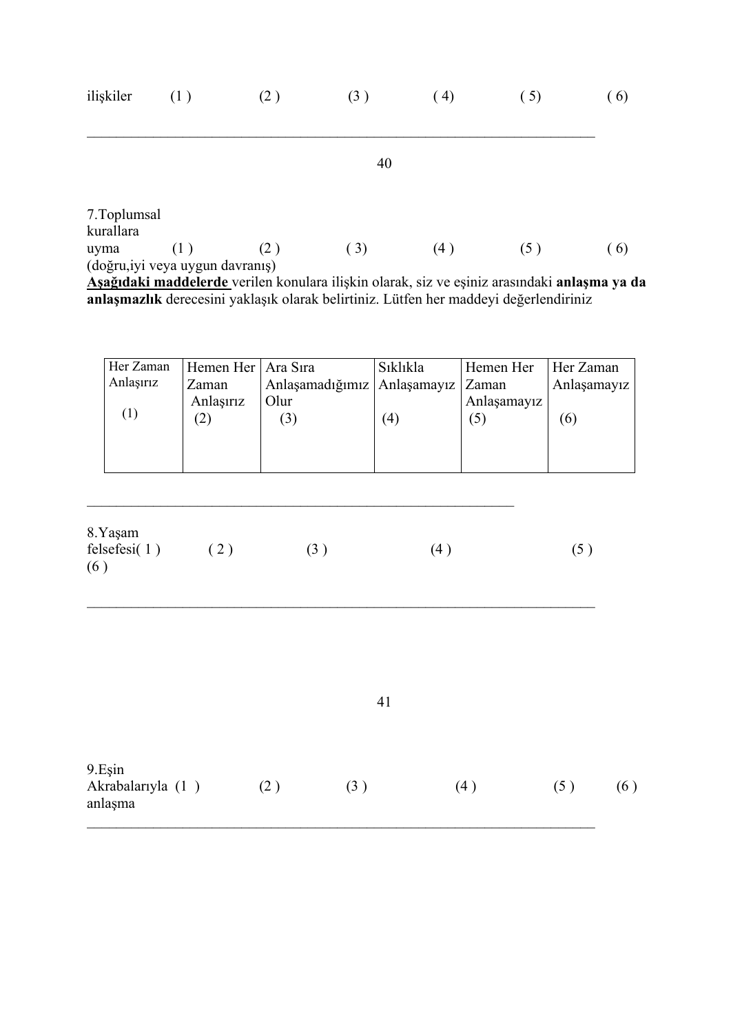ilişkiler (1 ) (2 ) (3 ) ( 4) ( 5) ( 6)

---

7.Toplumsal kurallara uyma (1 ) (2 ) ( 3) (4 ) (5 ) ( 6)
(doğru,iyi veya uygun davranış)

**Aşağıdaki maddelerde** verilen konulara ilişkin olarak, siz ve eşiniz arasındaki **anlaşma ya da anlaşmazlık** derecesini yaklaşık olarak belirtiniz. Lütfen her maddeyi değerlendiriniz

| Her Zaman Anlaşırız (1) | Hemen Her Zaman Anlaşırız (2) | Ara Sıra Anlaşamadığımız Olur (3) | Sıklıkla Anlaşamayız (4) | Hemen Her Zaman Anlaşamayız (5) | Her Zaman Anlaşamayız (6) |
|---|---|---|---|---|---|

---

8.Yaşam felsefesi( 1 ) ( 2 ) (3 ) (4 ) (5 ) (6 )

---

9.Eşin Akrabalarıyla anlaşma (1 ) (2 ) (3 ) (4 ) (5 ) (6 )

---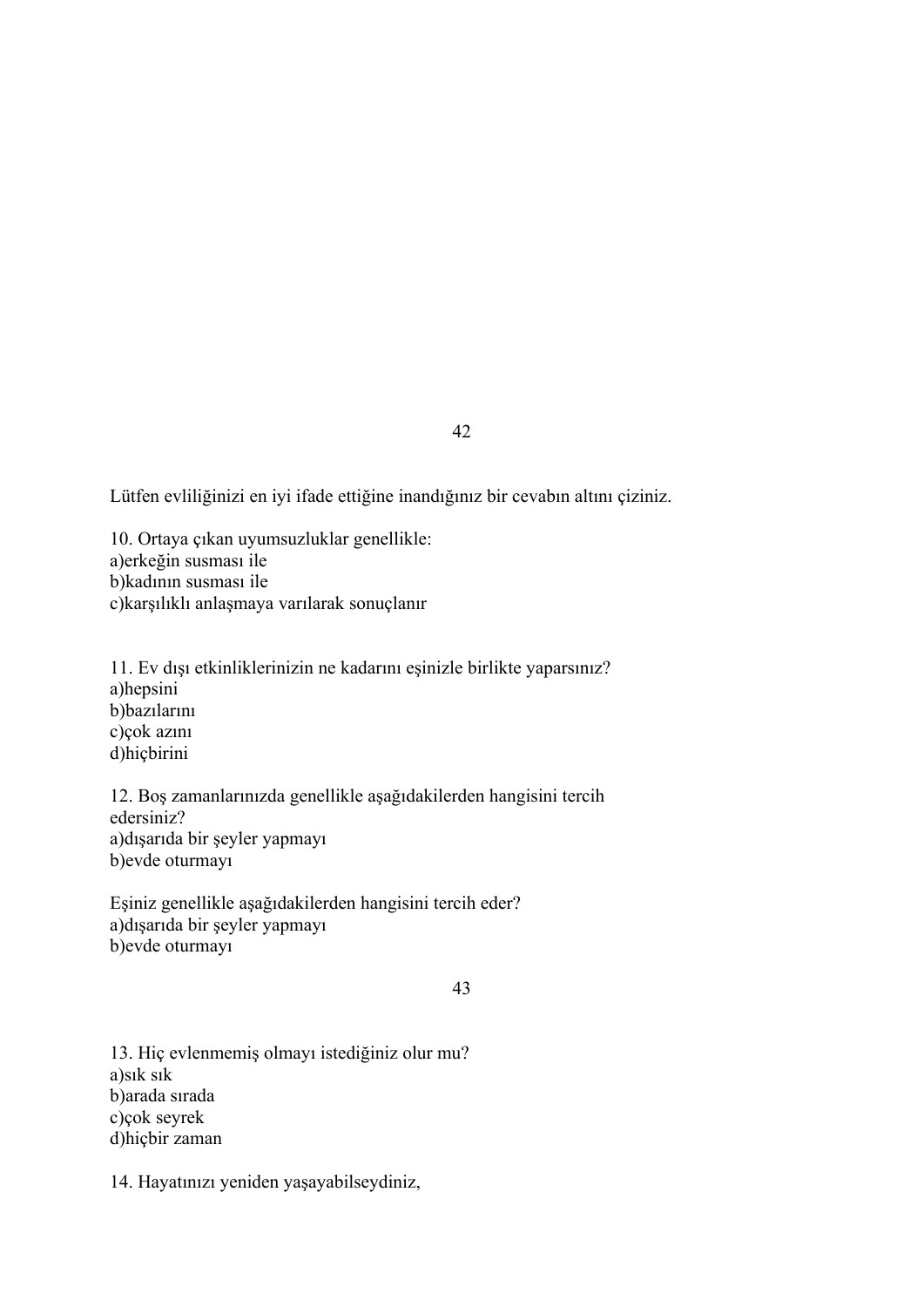Lütfen evliliğinizi en iyi ifade ettiğine inandığınız bir cevabın altını çiziniz.

10. Ortaya çıkan uyumsuzluklar genellikle:
a)erkeğin susması ile
b)kadının susması ile
c)karşılıklı anlaşmaya varılarak sonuçlanır

11. Ev dışı etkinliklerinizin ne kadarını eşinizle birlikte yaparsınız?
a)hepsini
b)bazılarını
c)çok azını
d)hiçbirini

12. Boş zamanlarınızda genellikle aşağıdakilerden hangisini tercih edersiniz?
a)dışarıda bir şeyler yapmayı
b)evde oturmayı

Eşiniz genellikle aşağıdakilerden hangisini tercih eder?
a)dışarıda bir şeyler yapmayı
b)evde oturmayı

13. Hiç evlenmemiş olmayı istediğiniz olur mu?
a)sık sık
b)arada sırada
c)çok seyrek
d)hiçbir zaman

14. Hayatınızı yeniden yaşayabilseydiniz,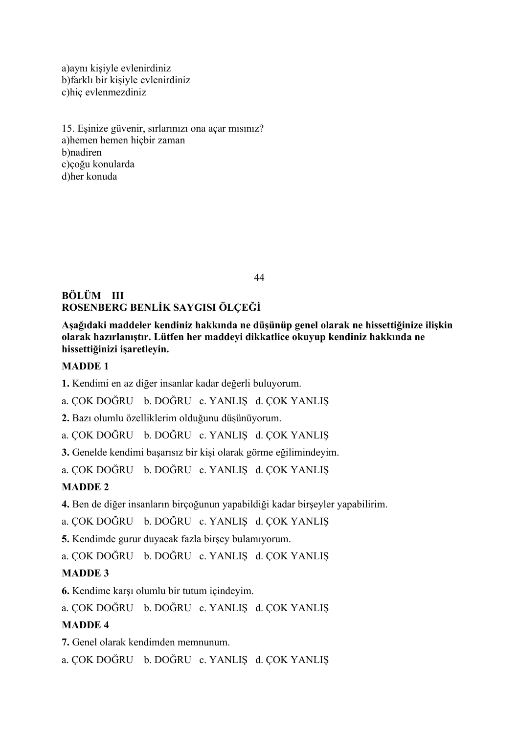a)aynı kişiyle evlenirdiniz
b)farklı bir kişiyle evlenirdiniz
c)hiç evlenmezdiniz

15. Eşinize güvenir, sırlarınızı ona açar mısınız?
a)hemen hemen hiçbir zaman
b)nadiren
c)çoğu konularda
d)her konuda

**BÖLÜM III**
**ROSENBERG BENLİK SAYGISI ÖLÇEĞİ**

**Aşağıdaki maddeler kendiniz hakkında ne düşünüp genel olarak ne hissettiğinize ilişkin olarak hazırlanıştır. Lütfen her maddeyi dikkatlice okuyup kendiniz hakkında ne hissettiğinizi işaretleyin.**

**MADDE 1**

**1.** Kendimi en az diğer insanlar kadar değerli buluyorum.

a. ÇOK DOĞRU b. DOĞRU c. YANLIŞ d. ÇOK YANLIŞ

**2.** Bazı olumlu özelliklerim olduğunu düşünüyorum.

a. ÇOK DOĞRU b. DOĞRU c. YANLIŞ d. ÇOK YANLIŞ

**3.** Genelde kendimi başarısız bir kişi olarak görme eğilimindeyim.

a. ÇOK DOĞRU b. DOĞRU c. YANLIŞ d. ÇOK YANLIŞ

**MADDE 2**

**4.** Ben de diğer insanların birçoğunun yapabildiği kadar birşeyler yapabilirim.

a. ÇOK DOĞRU b. DOĞRU c. YANLIŞ d. ÇOK YANLIŞ

**5.** Kendimde gurur duyacak fazla birşey bulamıyorum.

a. ÇOK DOĞRU b. DOĞRU c. YANLIŞ d. ÇOK YANLIŞ

**MADDE 3**

**6.** Kendime karşı olumlu bir tutum içindeyim.

a. ÇOK DOĞRU b. DOĞRU c. YANLIŞ d. ÇOK YANLIŞ

**MADDE 4**

**7.** Genel olarak kendimden memnunum.

a. ÇOK DOĞRU b. DOĞRU c. YANLIŞ d. ÇOK YANLIŞ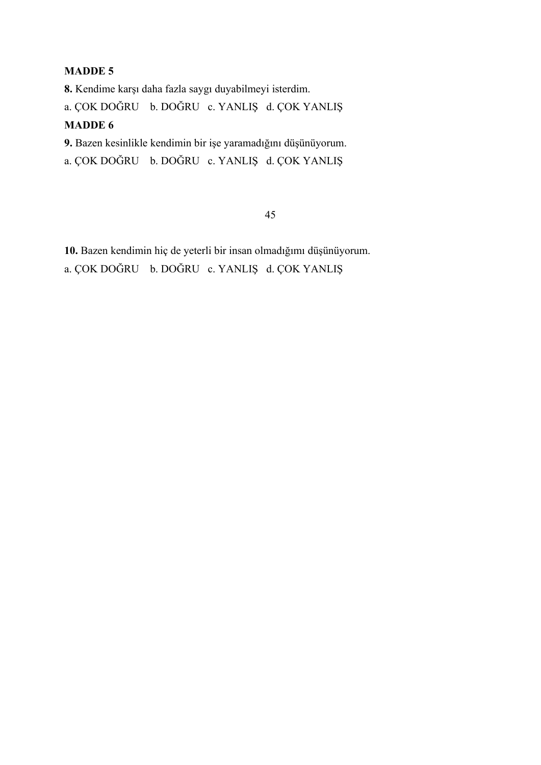**MADDE 5**

**8.** Kendime karşı daha fazla saygı duyabilmeyi isterdim.

a. ÇOK DOĞRU  b. DOĞRU  c. YANLIŞ  d. ÇOK YANLIŞ

**MADDE 6**

**9.** Bazen kesinlikle kendimin bir işe yaramadığını düşünüyorum.

a. ÇOK DOĞRU  b. DOĞRU  c. YANLIŞ  d. ÇOK YANLIŞ

**10.** Bazen kendimin hiç de yeterli bir insan olmadığımı düşünüyorum.

a. ÇOK DOĞRU  b. DOĞRU  c. YANLIŞ  d. ÇOK YANLIŞ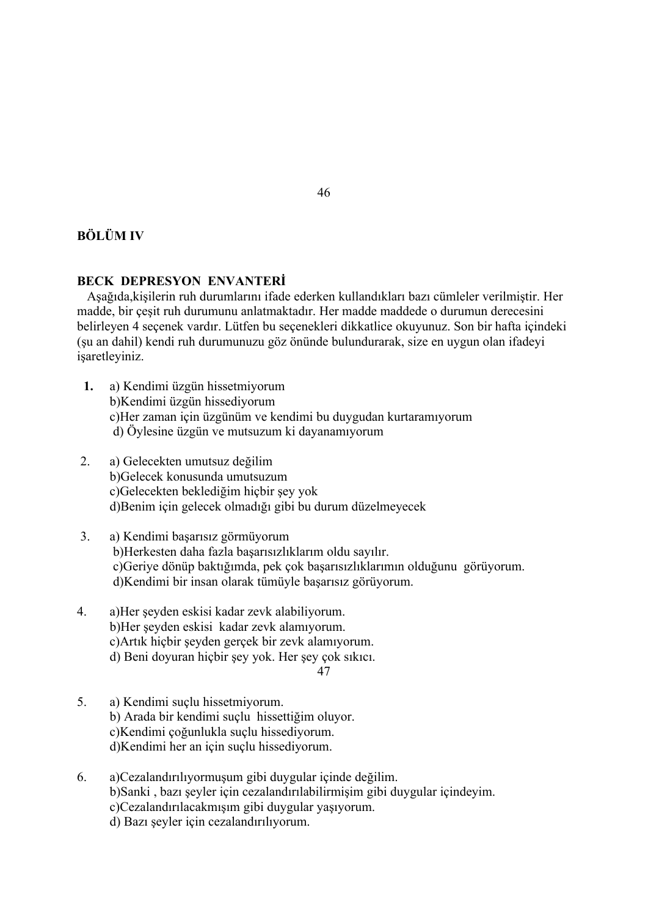**BÖLÜM IV**

**BECK DEPRESYON ENVANTERİ**

Aşağıda,kişilerin ruh durumlarını ifade ederken kullandıkları bazı cümleler verilmiştir. Her madde, bir çeşit ruh durumunu anlatmaktadır. Her madde maddede o durumun derecesini belirleyen 4 seçenek vardır. Lütfen bu seçenekleri dikkatlice okuyunuz. Son bir hafta içindeki (şu an dahil) kendi ruh durumunuzu göz önünde bulundurarak, size en uygun olan ifadeyi işaretleyiniz.

**1.** a) Kendimi üzgün hissetmiyorum
b)Kendimi üzgün hissediyorum
c)Her zaman için üzgünüm ve kendimi bu duygudan kurtaramıyorum
d) Öylesine üzgün ve mutsuzum ki dayanamıyorum

2. a) Gelecekten umutsuz değilim
b)Gelecek konusunda umutsuzum
c)Gelecekten beklediğim hiçbir şey yok
d)Benim için gelecek olmadığı gibi bu durum düzelmeyecek

3. a) Kendimi başarısız görmüyorum
b)Herkesten daha fazla başarısızlıklarım oldu sayılır.
c)Geriye dönüp baktığımda, pek çok başarısızlıklarımın olduğunu görüyorum.
d)Kendimi bir insan olarak tümüyle başarısız görüyorum.

4. a)Her şeyden eskisi kadar zevk alabiliyorum.
b)Her şeyden eskisi kadar zevk alamıyorum.
c)Artık hiçbir şeyden gerçek bir zevk alamıyorum.
d) Beni doyuran hiçbir şey yok. Her şey çok sıkıcı.

5. a) Kendimi suçlu hissetmiyorum.
b) Arada bir kendimi suçlu hissettiğim oluyor.
c)Kendimi çoğunlukla suçlu hissediyorum.
d)Kendimi her an için suçlu hissediyorum.

6. a)Cezalandırılıyormuşum gibi duygular içinde değilim.
b)Sanki , bazı şeyler için cezalandırılabilirmişim gibi duygular içindeyim.
c)Cezalandırılacakmışım gibi duygular yaşıyorum.
d) Bazı şeyler için cezalandırılıyorum.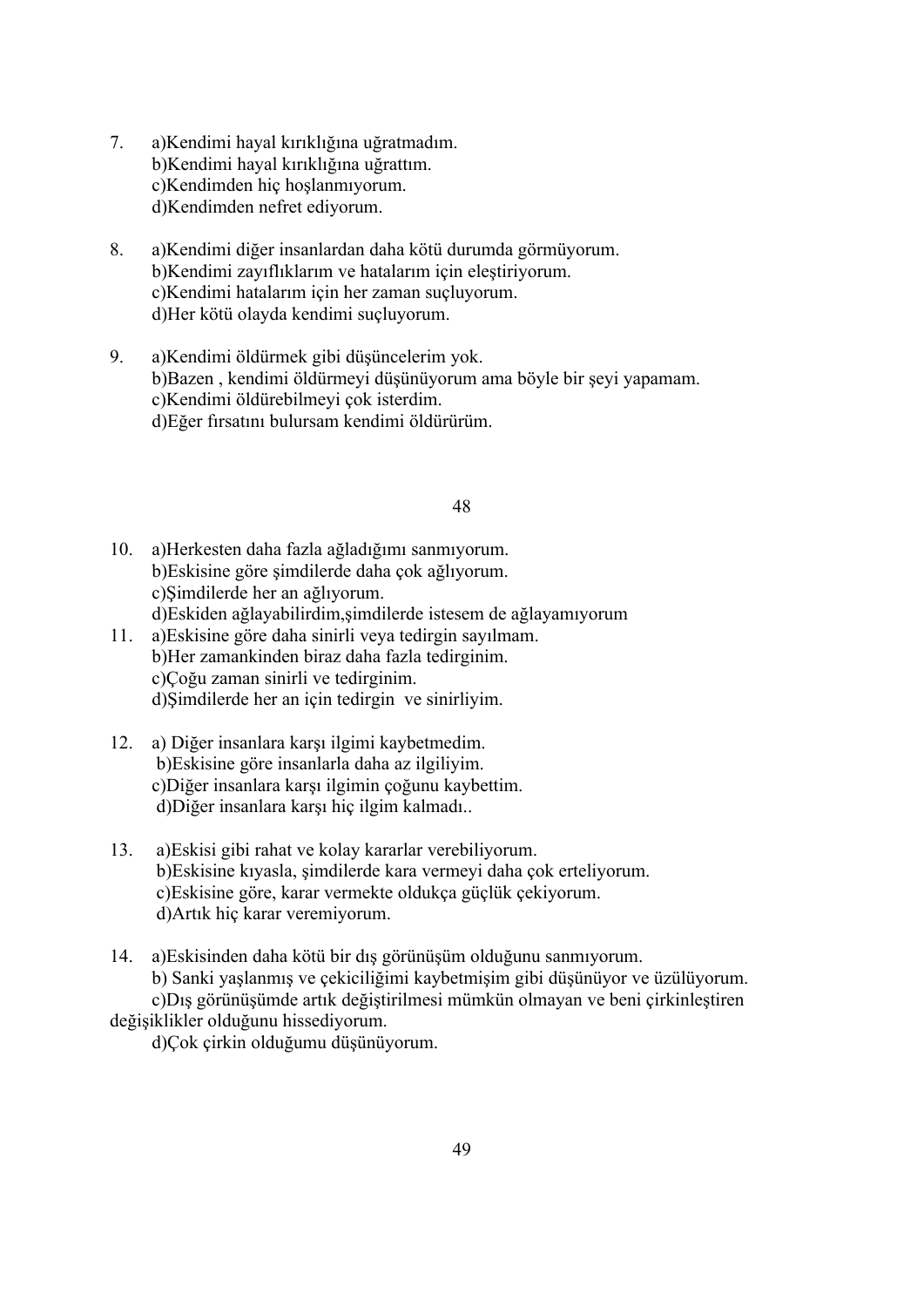7. a)Kendimi hayal kırıklığına uğratmadım.
   b)Kendimi hayal kırıklığına uğrattım.
   c)Kendimden hiç hoşlanmıyorum.
   d)Kendimden nefret ediyorum.

8. a)Kendimi diğer insanlardan daha kötü durumda görmüyorum.
   b)Kendimi zayıflıklarım ve hatalarım için eleştiriyorum.
   c)Kendimi hatalarım için her zaman suçluyorum.
   d)Her kötü olayda kendimi suçluyorum.

9. a)Kendimi öldürmek gibi düşüncelerim yok.
   b)Bazen , kendimi öldürmeyi düşünüyorum ama böyle bir şeyi yapamam.
   c)Kendimi öldürebilmeyi çok isterdim.
   d)Eğer fırsatını bulursam kendimi öldürürüm.

10. a)Herkesten daha fazla ağladığımı sanmıyorum.
    b)Eskisine göre şimdilerde daha çok ağlıyorum.
    c)Şimdilerde her an ağlıyorum.
    d)Eskiden ağlayabilirdim,şimdilerde istesem de ağlayamıyorum

11. a)Eskisine göre daha sinirli veya tedirgin sayılmam.
    b)Her zamankinden biraz daha fazla tedirginim.
    c)Çoğu zaman sinirli ve tedirginim.
    d)Şimdilerde her an için tedirgin ve sinirliyim.

12. a) Diğer insanlara karşı ilgimi kaybetmedim.
    b)Eskisine göre insanlarla daha az ilgiliyim.
    c)Diğer insanlara karşı ilgimin çoğunu kaybettim.
    d)Diğer insanlara karşı hiç ilgim kalmadı..

13. a)Eskisi gibi rahat ve kolay kararlar verebiliyorum.
    b)Eskisine kıyasla, şimdilerde kara vermeyi daha çok erteliyorum.
    c)Eskisine göre, karar vermekte oldukça güçlük çekiyorum.
    d)Artık hiç karar veremiyorum.

14. a)Eskisinden daha kötü bir dış görünüşüm olduğunu sanmıyorum.
    b) Sanki yaşlanmış ve çekiciliğimi kaybetmişim gibi düşünüyor ve üzülüyorum.
    c)Dış görünüşümde artık değiştirilmesi mümkün olmayan ve beni çirkinleştiren değişiklikler olduğunu hissediyorum.
    d)Çok çirkin olduğumu düşünüyorum.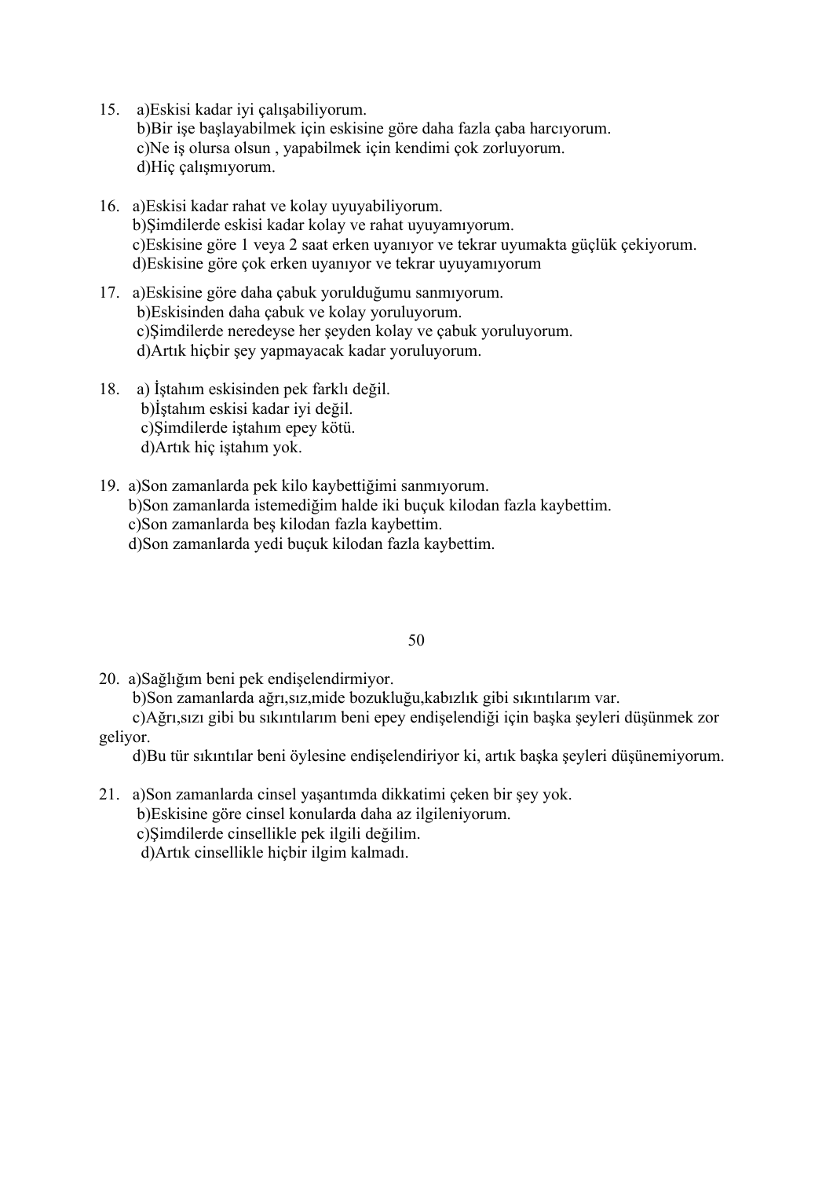15. a)Eskisi kadar iyi çalışabiliyorum.
    b)Bir işe başlayabilmek için eskisine göre daha fazla çaba harcıyorum.
    c)Ne iş olursa olsun , yapabilmek için kendimi çok zorluyorum.
    d)Hiç çalışmıyorum.

16. a)Eskisi kadar rahat ve kolay uyuyabiliyorum.
    b)Şimdilerde eskisi kadar kolay ve rahat uyuyamıyorum.
    c)Eskisine göre 1 veya 2 saat erken uyanıyor ve tekrar uyumakta güçlük çekiyorum.
    d)Eskisine göre çok erken uyanıyor ve tekrar uyuyamıyorum

17. a)Eskisine göre daha çabuk yorulduğumu sanmıyorum.
    b)Eskisinden daha çabuk ve kolay yoruluyorum.
    c)Şimdilerde neredeyse her şeyden kolay ve çabuk yoruluyorum.
    d)Artık hiçbir şey yapmayacak kadar yoruluyorum.

18. a) İştahım eskisinden pek farklı değil.
    b)İştahım eskisi kadar iyi değil.
    c)Şimdilerde iştahım epey kötü.
    d)Artık hiç iştahım yok.

19. a)Son zamanlarda pek kilo kaybettiğimi sanmıyorum.
    b)Son zamanlarda istemediğim halde iki buçuk kilodan fazla kaybettim.
    c)Son zamanlarda beş kilodan fazla kaybettim.
    d)Son zamanlarda yedi buçuk kilodan fazla kaybettim.

20. a)Sağlığım beni pek endişelendirmiyor.
    b)Son zamanlarda ağrı,sız,mide bozukluğu,kabızlık gibi sıkıntılarım var.
    c)Ağrı,sızı gibi bu sıkıntılarım beni epey endişelendiği için başka şeyleri düşünmek zor geliyor.
    d)Bu tür sıkıntılar beni öylesine endişelendiriyor ki, artık başka şeyleri düşünemiyorum.

21. a)Son zamanlarda cinsel yaşantımda dikkatimi çeken bir şey yok.
    b)Eskisine göre cinsel konularda daha az ilgileniyorum.
    c)Şimdilerde cinsellikle pek ilgili değilim.
    d)Artık cinsellikle hiçbir ilgim kalmadı.